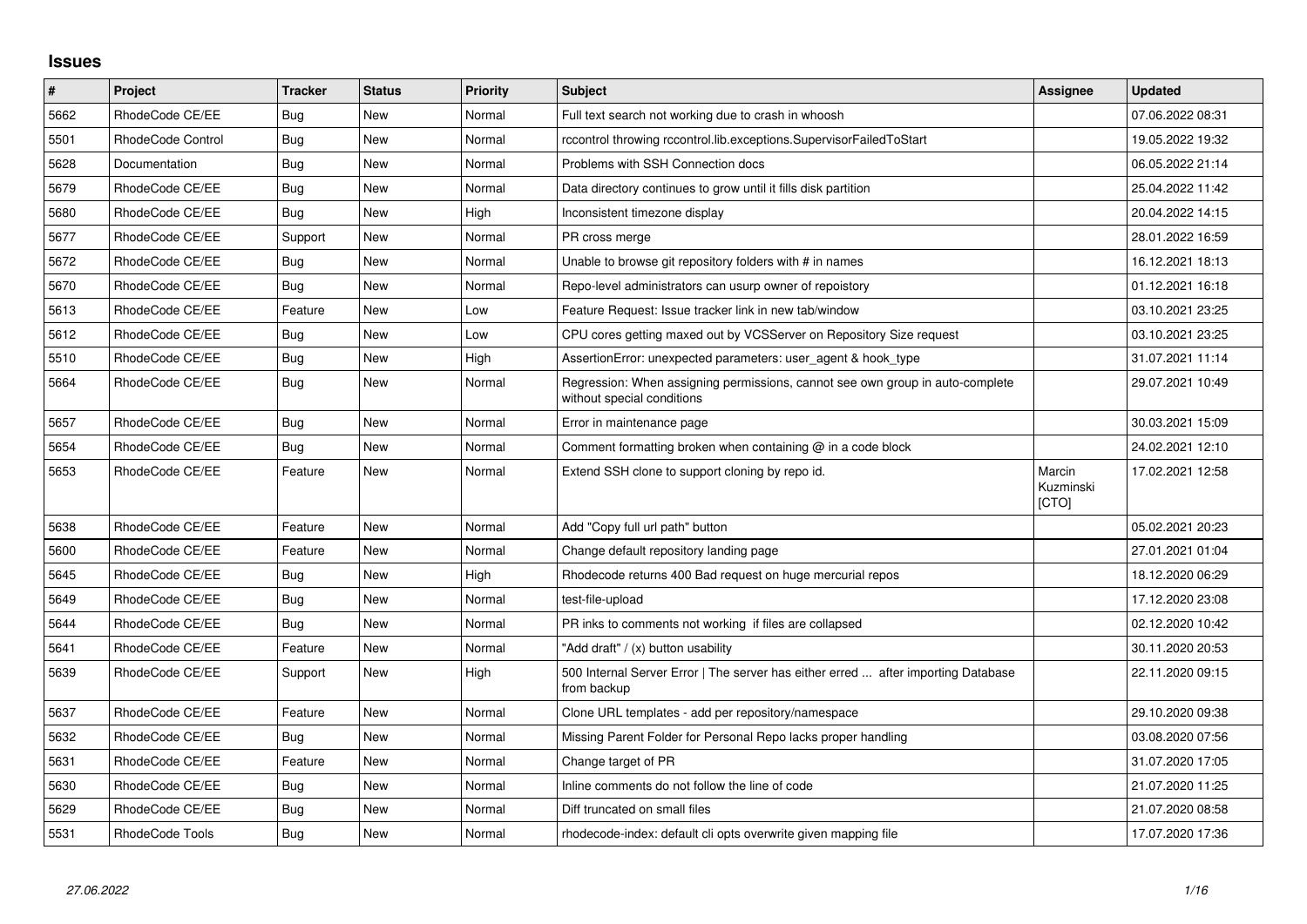## Issues

| # | Project | Tracker | Status | Priority | Subject | Assignee | Updated |
|---|---|---|---|---|---|---|---|
| 5662 | RhodeCode CE/EE | Bug | New | Normal | Full text search not working due to crash in whoosh | | 07.06.2022 08:31 |
| 5501 | RhodeCode Control | Bug | New | Normal | rccontrol throwing rccontrol.lib.exceptions.SupervisorFailedToStart | | 19.05.2022 19:32 |
| 5628 | Documentation | Bug | New | Normal | Problems with SSH Connection docs | | 06.05.2022 21:14 |
| 5679 | RhodeCode CE/EE | Bug | New | Normal | Data directory continues to grow until it fills disk partition | | 25.04.2022 11:42 |
| 5680 | RhodeCode CE/EE | Bug | New | High | Inconsistent timezone display | | 20.04.2022 14:15 |
| 5677 | RhodeCode CE/EE | Support | New | Normal | PR cross merge | | 28.01.2022 16:59 |
| 5672 | RhodeCode CE/EE | Bug | New | Normal | Unable to browse git repository folders with # in names | | 16.12.2021 18:13 |
| 5670 | RhodeCode CE/EE | Bug | New | Normal | Repo-level administrators can usurp owner of repoistory | | 01.12.2021 16:18 |
| 5613 | RhodeCode CE/EE | Feature | New | Low | Feature Request: Issue tracker link in new tab/window | | 03.10.2021 23:25 |
| 5612 | RhodeCode CE/EE | Bug | New | Low | CPU cores getting maxed out by VCSServer on Repository Size request | | 03.10.2021 23:25 |
| 5510 | RhodeCode CE/EE | Bug | New | High | AssertionError: unexpected parameters: user_agent & hook_type | | 31.07.2021 11:14 |
| 5664 | RhodeCode CE/EE | Bug | New | Normal | Regression: When assigning permissions, cannot see own group in auto-complete without special conditions | | 29.07.2021 10:49 |
| 5657 | RhodeCode CE/EE | Bug | New | Normal | Error in maintenance page | | 30.03.2021 15:09 |
| 5654 | RhodeCode CE/EE | Bug | New | Normal | Comment formatting broken when containing @ in a code block | | 24.02.2021 12:10 |
| 5653 | RhodeCode CE/EE | Feature | New | Normal | Extend SSH clone to support cloning by repo id. | Marcin Kuzminski [CTO] | 17.02.2021 12:58 |
| 5638 | RhodeCode CE/EE | Feature | New | Normal | Add "Copy full url path" button | | 05.02.2021 20:23 |
| 5600 | RhodeCode CE/EE | Feature | New | Normal | Change default repository landing page | | 27.01.2021 01:04 |
| 5645 | RhodeCode CE/EE | Bug | New | High | Rhodecode returns 400 Bad request on huge mercurial repos | | 18.12.2020 06:29 |
| 5649 | RhodeCode CE/EE | Bug | New | Normal | test-file-upload | | 17.12.2020 23:08 |
| 5644 | RhodeCode CE/EE | Bug | New | Normal | PR inks to comments not working if files are collapsed | | 02.12.2020 10:42 |
| 5641 | RhodeCode CE/EE | Feature | New | Normal | "Add draft" / (x) button usability | | 30.11.2020 20:53 |
| 5639 | RhodeCode CE/EE | Support | New | High | 500 Internal Server Error \| The server has either erred ... after importing Database from backup | | 22.11.2020 09:15 |
| 5637 | RhodeCode CE/EE | Feature | New | Normal | Clone URL templates - add per repository/namespace | | 29.10.2020 09:38 |
| 5632 | RhodeCode CE/EE | Bug | New | Normal | Missing Parent Folder for Personal Repo lacks proper handling | | 03.08.2020 07:56 |
| 5631 | RhodeCode CE/EE | Feature | New | Normal | Change target of PR | | 31.07.2020 17:05 |
| 5630 | RhodeCode CE/EE | Bug | New | Normal | Inline comments do not follow the line of code | | 21.07.2020 11:25 |
| 5629 | RhodeCode CE/EE | Bug | New | Normal | Diff truncated on small files | | 21.07.2020 08:58 |
| 5531 | RhodeCode Tools | Bug | New | Normal | rhodecode-index: default cli opts overwrite given mapping file | | 17.07.2020 17:36 |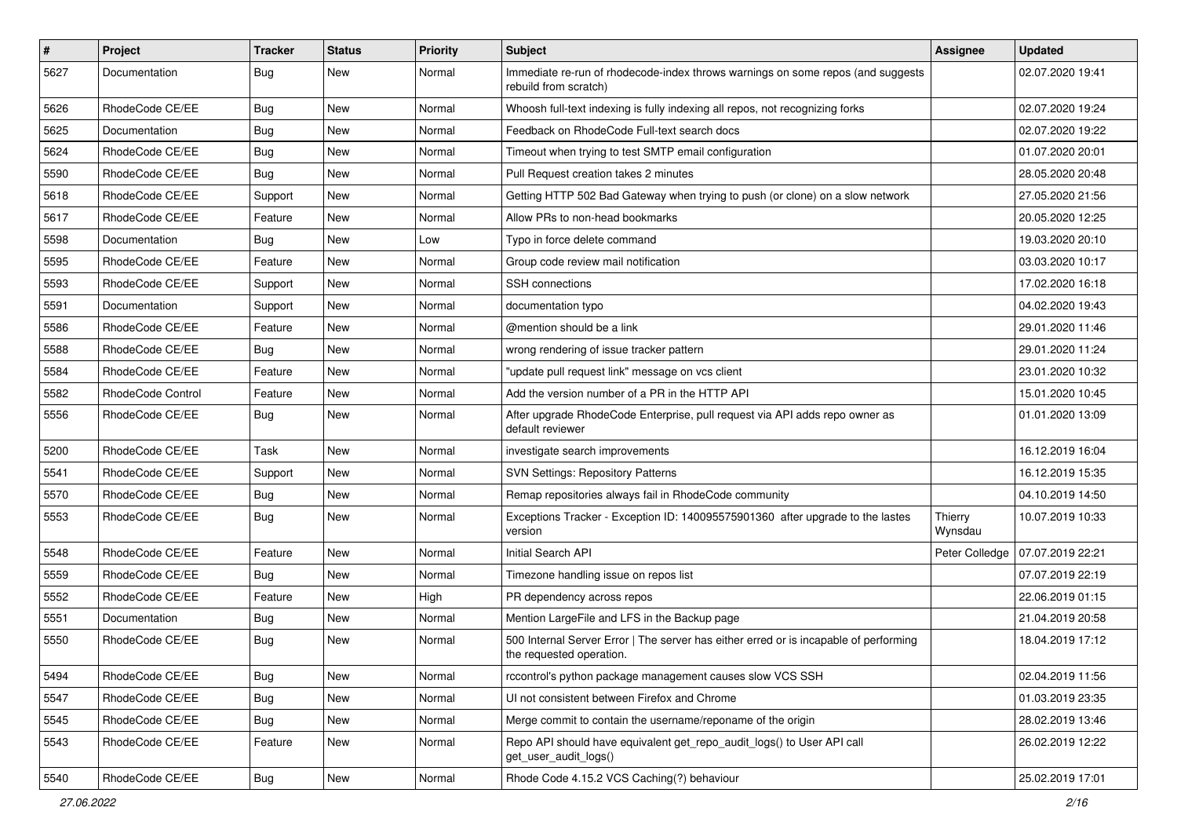| # | Project | Tracker | Status | Priority | Subject | Assignee | Updated |
|---|---|---|---|---|---|---|---|
| 5627 | Documentation | Bug | New | Normal | Immediate re-run of rhodecode-index throws warnings on some repos (and suggests rebuild from scratch) | | 02.07.2020 19:41 |
| 5626 | RhodeCode CE/EE | Bug | New | Normal | Whoosh full-text indexing is fully indexing all repos, not recognizing forks | | 02.07.2020 19:24 |
| 5625 | Documentation | Bug | New | Normal | Feedback on RhodeCode Full-text search docs | | 02.07.2020 19:22 |
| 5624 | RhodeCode CE/EE | Bug | New | Normal | Timeout when trying to test SMTP email configuration | | 01.07.2020 20:01 |
| 5590 | RhodeCode CE/EE | Bug | New | Normal | Pull Request creation takes 2 minutes | | 28.05.2020 20:48 |
| 5618 | RhodeCode CE/EE | Support | New | Normal | Getting HTTP 502 Bad Gateway when trying to push (or clone) on a slow network | | 27.05.2020 21:56 |
| 5617 | RhodeCode CE/EE | Feature | New | Normal | Allow PRs to non-head bookmarks | | 20.05.2020 12:25 |
| 5598 | Documentation | Bug | New | Low | Typo in force delete command | | 19.03.2020 20:10 |
| 5595 | RhodeCode CE/EE | Feature | New | Normal | Group code review mail notification | | 03.03.2020 10:17 |
| 5593 | RhodeCode CE/EE | Support | New | Normal | SSH connections | | 17.02.2020 16:18 |
| 5591 | Documentation | Support | New | Normal | documentation typo | | 04.02.2020 19:43 |
| 5586 | RhodeCode CE/EE | Feature | New | Normal | @mention should be a link | | 29.01.2020 11:46 |
| 5588 | RhodeCode CE/EE | Bug | New | Normal | wrong rendering of issue tracker pattern | | 29.01.2020 11:24 |
| 5584 | RhodeCode CE/EE | Feature | New | Normal | "update pull request link" message on vcs client | | 23.01.2020 10:32 |
| 5582 | RhodeCode Control | Feature | New | Normal | Add the version number of a PR in the HTTP API | | 15.01.2020 10:45 |
| 5556 | RhodeCode CE/EE | Bug | New | Normal | After upgrade RhodeCode Enterprise, pull request via API adds repo owner as default reviewer | | 01.01.2020 13:09 |
| 5200 | RhodeCode CE/EE | Task | New | Normal | investigate search improvements | | 16.12.2019 16:04 |
| 5541 | RhodeCode CE/EE | Support | New | Normal | SVN Settings: Repository Patterns | | 16.12.2019 15:35 |
| 5570 | RhodeCode CE/EE | Bug | New | Normal | Remap repositories always fail in RhodeCode community | | 04.10.2019 14:50 |
| 5553 | RhodeCode CE/EE | Bug | New | Normal | Exceptions Tracker - Exception ID: 140095575901360 after upgrade to the lastes version | Thierry Wynsdau | 10.07.2019 10:33 |
| 5548 | RhodeCode CE/EE | Feature | New | Normal | Initial Search API | Peter Colledge | 07.07.2019 22:21 |
| 5559 | RhodeCode CE/EE | Bug | New | Normal | Timezone handling issue on repos list | | 07.07.2019 22:19 |
| 5552 | RhodeCode CE/EE | Feature | New | High | PR dependency across repos | | 22.06.2019 01:15 |
| 5551 | Documentation | Bug | New | Normal | Mention LargeFile and LFS in the Backup page | | 21.04.2019 20:58 |
| 5550 | RhodeCode CE/EE | Bug | New | Normal | 500 Internal Server Error \| The server has either erred or is incapable of performing the requested operation. | | 18.04.2019 17:12 |
| 5494 | RhodeCode CE/EE | Bug | New | Normal | rccontrol's python package management causes slow VCS SSH | | 02.04.2019 11:56 |
| 5547 | RhodeCode CE/EE | Bug | New | Normal | UI not consistent between Firefox and Chrome | | 01.03.2019 23:35 |
| 5545 | RhodeCode CE/EE | Bug | New | Normal | Merge commit to contain the username/reponame of the origin | | 28.02.2019 13:46 |
| 5543 | RhodeCode CE/EE | Feature | New | Normal | Repo API should have equivalent get_repo_audit_logs() to User API call get_user_audit_logs() | | 26.02.2019 12:22 |
| 5540 | RhodeCode CE/EE | Bug | New | Normal | Rhode Code 4.15.2 VCS Caching(?) behaviour | | 25.02.2019 17:01 |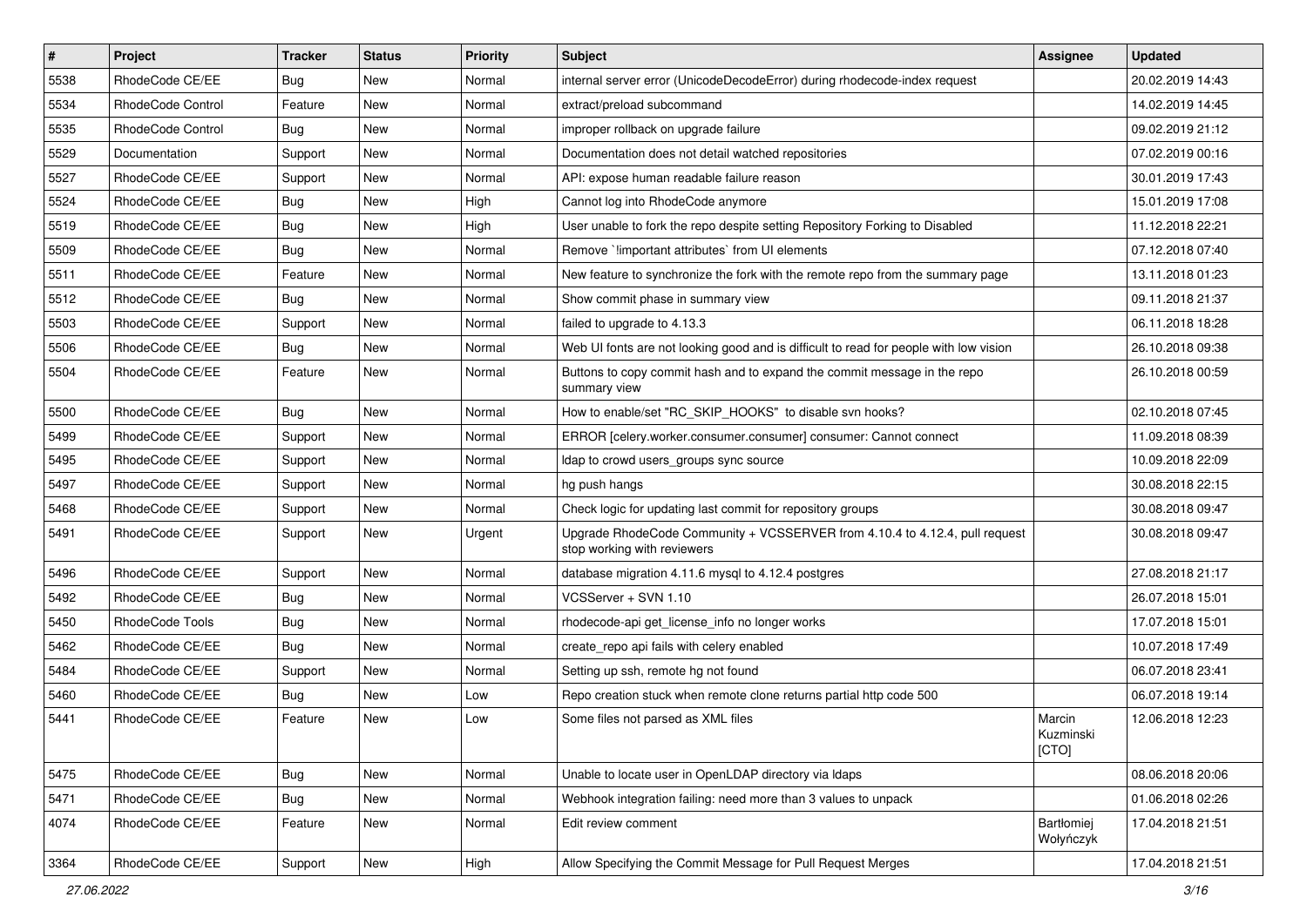| # | Project | Tracker | Status | Priority | Subject | Assignee | Updated |
|---|---|---|---|---|---|---|---|
| 5538 | RhodeCode CE/EE | Bug | New | Normal | internal server error (UnicodeDecodeError) during rhodecode-index request | | 20.02.2019 14:43 |
| 5534 | RhodeCode Control | Feature | New | Normal | extract/preload subcommand | | 14.02.2019 14:45 |
| 5535 | RhodeCode Control | Bug | New | Normal | improper rollback on upgrade failure | | 09.02.2019 21:12 |
| 5529 | Documentation | Support | New | Normal | Documentation does not detail watched repositories | | 07.02.2019 00:16 |
| 5527 | RhodeCode CE/EE | Support | New | Normal | API: expose human readable failure reason | | 30.01.2019 17:43 |
| 5524 | RhodeCode CE/EE | Bug | New | High | Cannot log into RhodeCode anymore | | 15.01.2019 17:08 |
| 5519 | RhodeCode CE/EE | Bug | New | High | User unable to fork the repo despite setting Repository Forking to Disabled | | 11.12.2018 22:21 |
| 5509 | RhodeCode CE/EE | Bug | New | Normal | Remove `!important attributes` from UI elements | | 07.12.2018 07:40 |
| 5511 | RhodeCode CE/EE | Feature | New | Normal | New feature to synchronize the fork with the remote repo from the summary page | | 13.11.2018 01:23 |
| 5512 | RhodeCode CE/EE | Bug | New | Normal | Show commit phase in summary view | | 09.11.2018 21:37 |
| 5503 | RhodeCode CE/EE | Support | New | Normal | failed to upgrade to 4.13.3 | | 06.11.2018 18:28 |
| 5506 | RhodeCode CE/EE | Bug | New | Normal | Web UI fonts are not looking good and is difficult to read for people with low vision | | 26.10.2018 09:38 |
| 5504 | RhodeCode CE/EE | Feature | New | Normal | Buttons to copy commit hash and to expand the commit message in the repo summary view | | 26.10.2018 00:59 |
| 5500 | RhodeCode CE/EE | Bug | New | Normal | How to enable/set "RC_SKIP_HOOKS" to disable svn hooks? | | 02.10.2018 07:45 |
| 5499 | RhodeCode CE/EE | Support | New | Normal | ERROR [celery.worker.consumer.consumer] consumer: Cannot connect | | 11.09.2018 08:39 |
| 5495 | RhodeCode CE/EE | Support | New | Normal | ldap to crowd users_groups sync source | | 10.09.2018 22:09 |
| 5497 | RhodeCode CE/EE | Support | New | Normal | hg push hangs | | 30.08.2018 22:15 |
| 5468 | RhodeCode CE/EE | Support | New | Normal | Check logic for updating last commit for repository groups | | 30.08.2018 09:47 |
| 5491 | RhodeCode CE/EE | Support | New | Urgent | Upgrade RhodeCode Community + VCSSERVER from 4.10.4 to 4.12.4, pull request stop working with reviewers | | 30.08.2018 09:47 |
| 5496 | RhodeCode CE/EE | Support | New | Normal | database migration 4.11.6 mysql to 4.12.4 postgres | | 27.08.2018 21:17 |
| 5492 | RhodeCode CE/EE | Bug | New | Normal | VCSServer + SVN 1.10 | | 26.07.2018 15:01 |
| 5450 | RhodeCode Tools | Bug | New | Normal | rhodecode-api get_license_info no longer works | | 17.07.2018 15:01 |
| 5462 | RhodeCode CE/EE | Bug | New | Normal | create_repo api fails with celery enabled | | 10.07.2018 17:49 |
| 5484 | RhodeCode CE/EE | Support | New | Normal | Setting up ssh, remote hg not found | | 06.07.2018 23:41 |
| 5460 | RhodeCode CE/EE | Bug | New | Low | Repo creation stuck when remote clone returns partial http code 500 | | 06.07.2018 19:14 |
| 5441 | RhodeCode CE/EE | Feature | New | Low | Some files not parsed as XML files | Marcin Kuzminski [CTO] | 12.06.2018 12:23 |
| 5475 | RhodeCode CE/EE | Bug | New | Normal | Unable to locate user in OpenLDAP directory via ldaps | | 08.06.2018 20:06 |
| 5471 | RhodeCode CE/EE | Bug | New | Normal | Webhook integration failing: need more than 3 values to unpack | | 01.06.2018 02:26 |
| 4074 | RhodeCode CE/EE | Feature | New | Normal | Edit review comment | Bartłomiej Wołyńczyk | 17.04.2018 21:51 |
| 3364 | RhodeCode CE/EE | Support | New | High | Allow Specifying the Commit Message for Pull Request Merges | | 17.04.2018 21:51 |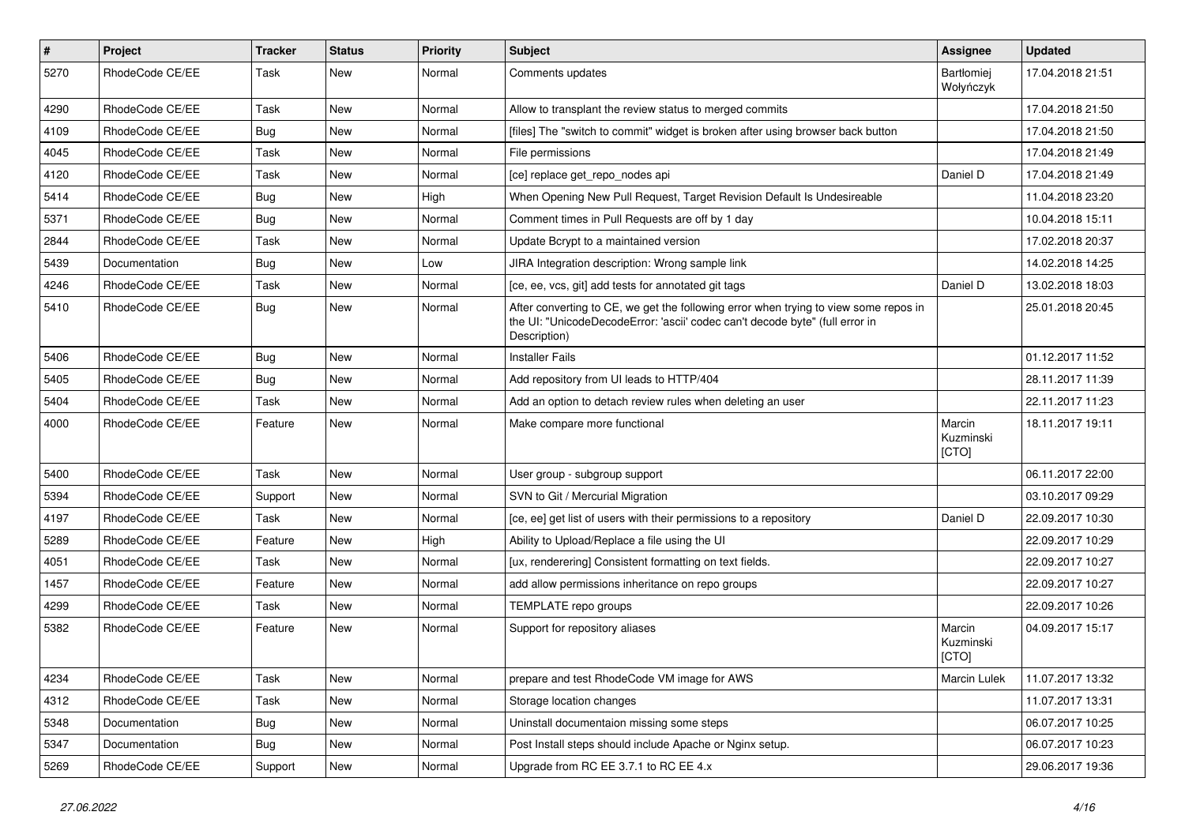| # | Project | Tracker | Status | Priority | Subject | Assignee | Updated |
|---|---|---|---|---|---|---|---|
| 5270 | RhodeCode CE/EE | Task | New | Normal | Comments updates | Bartłomiej Wołyńczyk | 17.04.2018 21:51 |
| 4290 | RhodeCode CE/EE | Task | New | Normal | Allow to transplant the review status to merged commits | | 17.04.2018 21:50 |
| 4109 | RhodeCode CE/EE | Bug | New | Normal | [files] The "switch to commit" widget is broken after using browser back button | | 17.04.2018 21:50 |
| 4045 | RhodeCode CE/EE | Task | New | Normal | File permissions | | 17.04.2018 21:49 |
| 4120 | RhodeCode CE/EE | Task | New | Normal | [ce] replace get_repo_nodes api | Daniel D | 17.04.2018 21:49 |
| 5414 | RhodeCode CE/EE | Bug | New | High | When Opening New Pull Request, Target Revision Default Is Undesireable | | 11.04.2018 23:20 |
| 5371 | RhodeCode CE/EE | Bug | New | Normal | Comment times in Pull Requests are off by 1 day | | 10.04.2018 15:11 |
| 2844 | RhodeCode CE/EE | Task | New | Normal | Update Bcrypt to a maintained version | | 17.02.2018 20:37 |
| 5439 | Documentation | Bug | New | Low | JIRA Integration description: Wrong sample link | | 14.02.2018 14:25 |
| 4246 | RhodeCode CE/EE | Task | New | Normal | [ce, ee, vcs, git] add tests for annotated git tags | Daniel D | 13.02.2018 18:03 |
| 5410 | RhodeCode CE/EE | Bug | New | Normal | After converting to CE, we get the following error when trying to view some repos in the UI: "UnicodeDecodeError: 'ascii' codec can't decode byte" (full error in Description) | | 25.01.2018 20:45 |
| 5406 | RhodeCode CE/EE | Bug | New | Normal | Installer Fails | | 01.12.2017 11:52 |
| 5405 | RhodeCode CE/EE | Bug | New | Normal | Add repository from UI leads to HTTP/404 | | 28.11.2017 11:39 |
| 5404 | RhodeCode CE/EE | Task | New | Normal | Add an option to detach review rules when deleting an user | | 22.11.2017 11:23 |
| 4000 | RhodeCode CE/EE | Feature | New | Normal | Make compare more functional | Marcin Kuzminski [CTO] | 18.11.2017 19:11 |
| 5400 | RhodeCode CE/EE | Task | New | Normal | User group - subgroup support | | 06.11.2017 22:00 |
| 5394 | RhodeCode CE/EE | Support | New | Normal | SVN to Git / Mercurial Migration | | 03.10.2017 09:29 |
| 4197 | RhodeCode CE/EE | Task | New | Normal | [ce, ee] get list of users with their permissions to a repository | Daniel D | 22.09.2017 10:30 |
| 5289 | RhodeCode CE/EE | Feature | New | High | Ability to Upload/Replace a file using the UI | | 22.09.2017 10:29 |
| 4051 | RhodeCode CE/EE | Task | New | Normal | [ux, renderering] Consistent formatting on text fields. | | 22.09.2017 10:27 |
| 1457 | RhodeCode CE/EE | Feature | New | Normal | add allow permissions inheritance on repo groups | | 22.09.2017 10:27 |
| 4299 | RhodeCode CE/EE | Task | New | Normal | TEMPLATE repo groups | | 22.09.2017 10:26 |
| 5382 | RhodeCode CE/EE | Feature | New | Normal | Support for repository aliases | Marcin Kuzminski [CTO] | 04.09.2017 15:17 |
| 4234 | RhodeCode CE/EE | Task | New | Normal | prepare and test RhodeCode VM image for AWS | Marcin Lulek | 11.07.2017 13:32 |
| 4312 | RhodeCode CE/EE | Task | New | Normal | Storage location changes | | 11.07.2017 13:31 |
| 5348 | Documentation | Bug | New | Normal | Uninstall documentaion missing some steps | | 06.07.2017 10:25 |
| 5347 | Documentation | Bug | New | Normal | Post Install steps should include Apache or Nginx setup. | | 06.07.2017 10:23 |
| 5269 | RhodeCode CE/EE | Support | New | Normal | Upgrade from RC EE 3.7.1 to RC EE 4.x | | 29.06.2017 19:36 |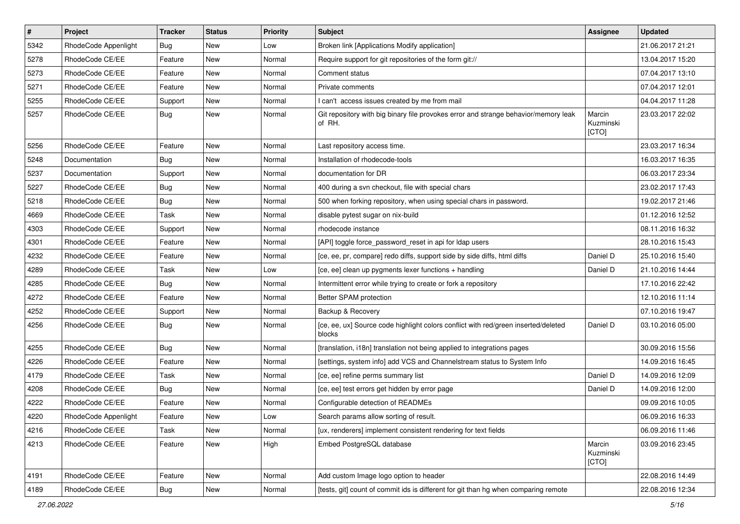| # | Project | Tracker | Status | Priority | Subject | Assignee | Updated |
|---|---|---|---|---|---|---|---|
| 5342 | RhodeCode Appenlight | Bug | New | Low | Broken link [Applications Modify application] | | 21.06.2017 21:21 |
| 5278 | RhodeCode CE/EE | Feature | New | Normal | Require support for git repositories of the form git:// | | 13.04.2017 15:20 |
| 5273 | RhodeCode CE/EE | Feature | New | Normal | Comment status | | 07.04.2017 13:10 |
| 5271 | RhodeCode CE/EE | Feature | New | Normal | Private comments | | 07.04.2017 12:01 |
| 5255 | RhodeCode CE/EE | Support | New | Normal | I can't access issues created by me from mail | | 04.04.2017 11:28 |
| 5257 | RhodeCode CE/EE | Bug | New | Normal | Git repository with big binary file provokes error and strange behavior/memory leak of RH. | Marcin Kuzminski [CTO] | 23.03.2017 22:02 |
| 5256 | RhodeCode CE/EE | Feature | New | Normal | Last repository access time. | | 23.03.2017 16:34 |
| 5248 | Documentation | Bug | New | Normal | Installation of rhodecode-tools | | 16.03.2017 16:35 |
| 5237 | Documentation | Support | New | Normal | documentation for DR | | 06.03.2017 23:34 |
| 5227 | RhodeCode CE/EE | Bug | New | Normal | 400 during a svn checkout, file with special chars | | 23.02.2017 17:43 |
| 5218 | RhodeCode CE/EE | Bug | New | Normal | 500 when forking repository, when using special chars in password. | | 19.02.2017 21:46 |
| 4669 | RhodeCode CE/EE | Task | New | Normal | disable pytest sugar on nix-build | | 01.12.2016 12:52 |
| 4303 | RhodeCode CE/EE | Support | New | Normal | rhodecode instance | | 08.11.2016 16:32 |
| 4301 | RhodeCode CE/EE | Feature | New | Normal | [API] toggle force_password_reset in api for ldap users | | 28.10.2016 15:43 |
| 4232 | RhodeCode CE/EE | Feature | New | Normal | [ce, ee, pr, compare] redo diffs, support side by side diffs, html diffs | Daniel D | 25.10.2016 15:40 |
| 4289 | RhodeCode CE/EE | Task | New | Low | [ce, ee] clean up pygments lexer functions + handling | Daniel D | 21.10.2016 14:44 |
| 4285 | RhodeCode CE/EE | Bug | New | Normal | Intermittent error while trying to create or fork a repository | | 17.10.2016 22:42 |
| 4272 | RhodeCode CE/EE | Feature | New | Normal | Better SPAM protection | | 12.10.2016 11:14 |
| 4252 | RhodeCode CE/EE | Support | New | Normal | Backup & Recovery | | 07.10.2016 19:47 |
| 4256 | RhodeCode CE/EE | Bug | New | Normal | [ce, ee, ux] Source code highlight colors conflict with red/green inserted/deleted blocks | Daniel D | 03.10.2016 05:00 |
| 4255 | RhodeCode CE/EE | Bug | New | Normal | [translation, i18n] translation not being applied to integrations pages | | 30.09.2016 15:56 |
| 4226 | RhodeCode CE/EE | Feature | New | Normal | [settings, system info] add VCS and Channelstream status to System Info | | 14.09.2016 16:45 |
| 4179 | RhodeCode CE/EE | Task | New | Normal | [ce, ee] refine perms summary list | Daniel D | 14.09.2016 12:09 |
| 4208 | RhodeCode CE/EE | Bug | New | Normal | [ce, ee] test errors get hidden by error page | Daniel D | 14.09.2016 12:00 |
| 4222 | RhodeCode CE/EE | Feature | New | Normal | Configurable detection of READMEs | | 09.09.2016 10:05 |
| 4220 | RhodeCode Appenlight | Feature | New | Low | Search params allow sorting of result. | | 06.09.2016 16:33 |
| 4216 | RhodeCode CE/EE | Task | New | Normal | [ux, renderers] implement consistent rendering for text fields | | 06.09.2016 11:46 |
| 4213 | RhodeCode CE/EE | Feature | New | High | Embed PostgreSQL database | Marcin Kuzminski [CTO] | 03.09.2016 23:45 |
| 4191 | RhodeCode CE/EE | Feature | New | Normal | Add custom Image logo option to header | | 22.08.2016 14:49 |
| 4189 | RhodeCode CE/EE | Bug | New | Normal | [tests, git] count of commit ids is different for git than hg when comparing remote | | 22.08.2016 12:34 |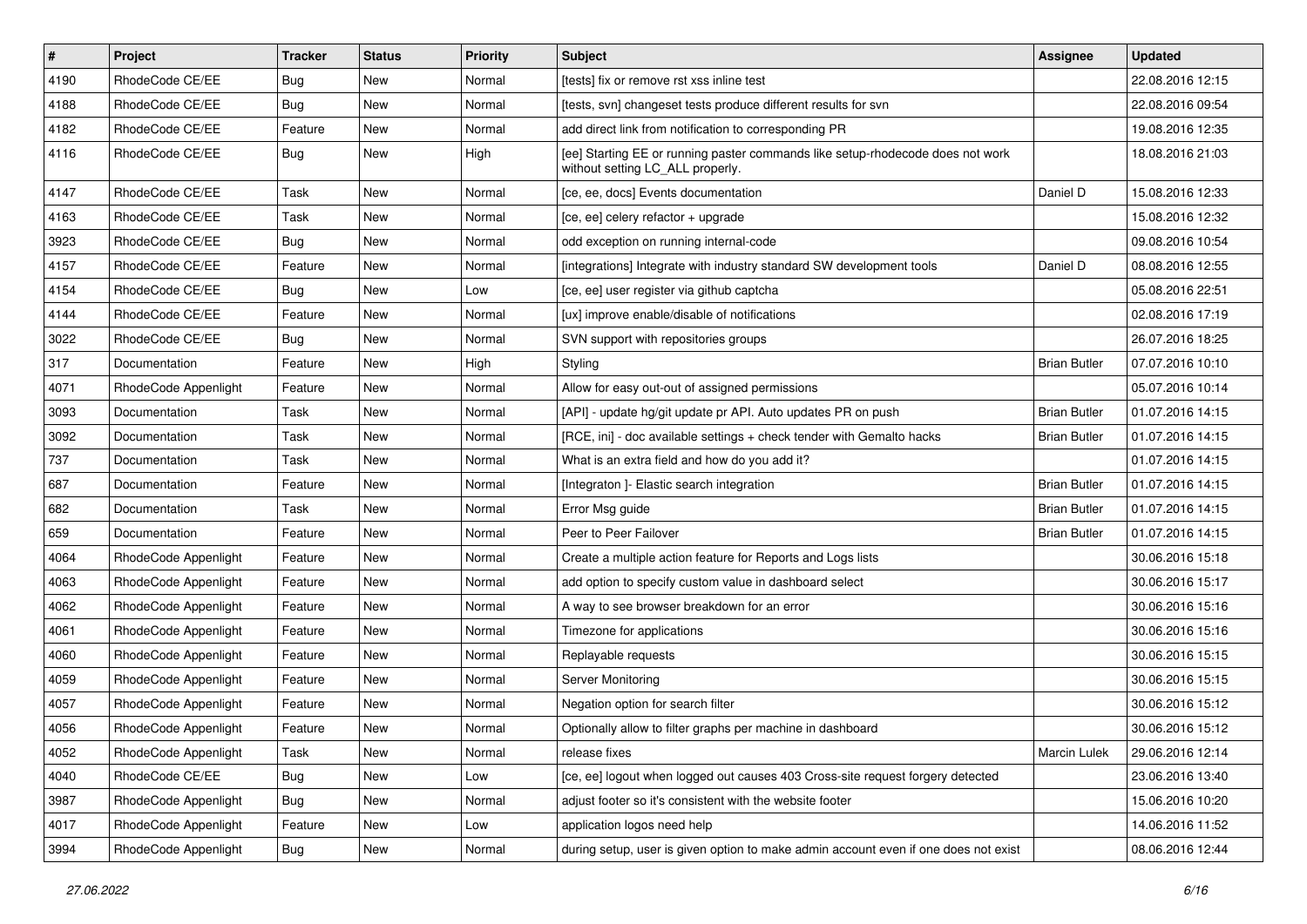| # | Project | Tracker | Status | Priority | Subject | Assignee | Updated |
|---|---|---|---|---|---|---|---|
| 4190 | RhodeCode CE/EE | Bug | New | Normal | [tests] fix or remove rst xss inline test | | 22.08.2016 12:15 |
| 4188 | RhodeCode CE/EE | Bug | New | Normal | [tests, svn] changeset tests produce different results for svn | | 22.08.2016 09:54 |
| 4182 | RhodeCode CE/EE | Feature | New | Normal | add direct link from notification to corresponding PR | | 19.08.2016 12:35 |
| 4116 | RhodeCode CE/EE | Bug | New | High | [ee] Starting EE or running paster commands like setup-rhodecode does not work without setting LC_ALL properly. | | 18.08.2016 21:03 |
| 4147 | RhodeCode CE/EE | Task | New | Normal | [ce, ee, docs] Events documentation | Daniel D | 15.08.2016 12:33 |
| 4163 | RhodeCode CE/EE | Task | New | Normal | [ce, ee] celery refactor + upgrade | | 15.08.2016 12:32 |
| 3923 | RhodeCode CE/EE | Bug | New | Normal | odd exception on running internal-code | | 09.08.2016 10:54 |
| 4157 | RhodeCode CE/EE | Feature | New | Normal | [integrations] Integrate with industry standard SW development tools | Daniel D | 08.08.2016 12:55 |
| 4154 | RhodeCode CE/EE | Bug | New | Low | [ce, ee] user register via github captcha | | 05.08.2016 22:51 |
| 4144 | RhodeCode CE/EE | Feature | New | Normal | [ux] improve enable/disable of notifications | | 02.08.2016 17:19 |
| 3022 | RhodeCode CE/EE | Bug | New | Normal | SVN support with repositories groups | | 26.07.2016 18:25 |
| 317 | Documentation | Feature | New | High | Styling | Brian Butler | 07.07.2016 10:10 |
| 4071 | RhodeCode Appenlight | Feature | New | Normal | Allow for easy out-out of assigned permissions | | 05.07.2016 10:14 |
| 3093 | Documentation | Task | New | Normal | [API] - update hg/git update pr API. Auto updates PR on push | Brian Butler | 01.07.2016 14:15 |
| 3092 | Documentation | Task | New | Normal | [RCE, ini] - doc available settings + check tender with Gemalto hacks | Brian Butler | 01.07.2016 14:15 |
| 737 | Documentation | Task | New | Normal | What is an extra field and how do you add it? | | 01.07.2016 14:15 |
| 687 | Documentation | Feature | New | Normal | [Integraton ]- Elastic search integration | Brian Butler | 01.07.2016 14:15 |
| 682 | Documentation | Task | New | Normal | Error Msg guide | Brian Butler | 01.07.2016 14:15 |
| 659 | Documentation | Feature | New | Normal | Peer to Peer Failover | Brian Butler | 01.07.2016 14:15 |
| 4064 | RhodeCode Appenlight | Feature | New | Normal | Create a multiple action feature for Reports and Logs lists | | 30.06.2016 15:18 |
| 4063 | RhodeCode Appenlight | Feature | New | Normal | add option to specify custom value in dashboard select | | 30.06.2016 15:17 |
| 4062 | RhodeCode Appenlight | Feature | New | Normal | A way to see browser breakdown for an error | | 30.06.2016 15:16 |
| 4061 | RhodeCode Appenlight | Feature | New | Normal | Timezone for applications | | 30.06.2016 15:16 |
| 4060 | RhodeCode Appenlight | Feature | New | Normal | Replayable requests | | 30.06.2016 15:15 |
| 4059 | RhodeCode Appenlight | Feature | New | Normal | Server Monitoring | | 30.06.2016 15:15 |
| 4057 | RhodeCode Appenlight | Feature | New | Normal | Negation option for search filter | | 30.06.2016 15:12 |
| 4056 | RhodeCode Appenlight | Feature | New | Normal | Optionally allow to filter graphs per machine in dashboard | | 30.06.2016 15:12 |
| 4052 | RhodeCode Appenlight | Task | New | Normal | release fixes | Marcin Lulek | 29.06.2016 12:14 |
| 4040 | RhodeCode CE/EE | Bug | New | Low | [ce, ee] logout when logged out causes 403 Cross-site request forgery detected | | 23.06.2016 13:40 |
| 3987 | RhodeCode Appenlight | Bug | New | Normal | adjust footer so it's consistent with the website footer | | 15.06.2016 10:20 |
| 4017 | RhodeCode Appenlight | Feature | New | Low | application logos need help | | 14.06.2016 11:52 |
| 3994 | RhodeCode Appenlight | Bug | New | Normal | during setup, user is given option to make admin account even if one does not exist | | 08.06.2016 12:44 |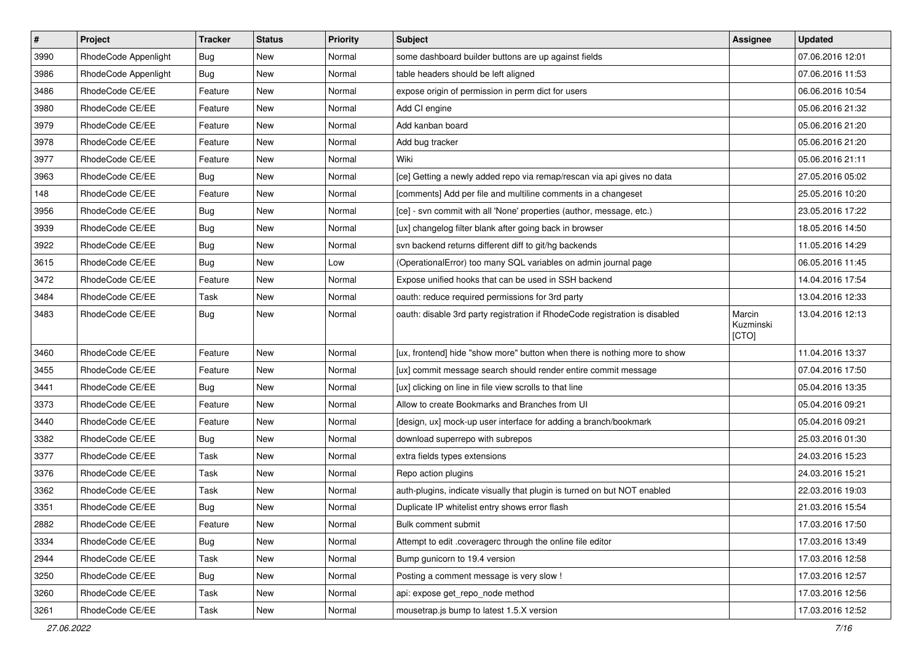| # | Project | Tracker | Status | Priority | Subject | Assignee | Updated |
| --- | --- | --- | --- | --- | --- | --- | --- |
| 3990 | RhodeCode Appenlight | Bug | New | Normal | some dashboard builder buttons are up against fields | | 07.06.2016 12:01 |
| 3986 | RhodeCode Appenlight | Bug | New | Normal | table headers should be left aligned | | 07.06.2016 11:53 |
| 3486 | RhodeCode CE/EE | Feature | New | Normal | expose origin of permission in perm dict for users | | 06.06.2016 10:54 |
| 3980 | RhodeCode CE/EE | Feature | New | Normal | Add CI engine | | 05.06.2016 21:32 |
| 3979 | RhodeCode CE/EE | Feature | New | Normal | Add kanban board | | 05.06.2016 21:20 |
| 3978 | RhodeCode CE/EE | Feature | New | Normal | Add bug tracker | | 05.06.2016 21:20 |
| 3977 | RhodeCode CE/EE | Feature | New | Normal | Wiki | | 05.06.2016 21:11 |
| 3963 | RhodeCode CE/EE | Bug | New | Normal | [ce] Getting a newly added repo via remap/rescan via api gives no data | | 27.05.2016 05:02 |
| 148 | RhodeCode CE/EE | Feature | New | Normal | [comments] Add per file and multiline comments in a changeset | | 25.05.2016 10:20 |
| 3956 | RhodeCode CE/EE | Bug | New | Normal | [ce] - svn commit with all 'None' properties (author, message, etc.) | | 23.05.2016 17:22 |
| 3939 | RhodeCode CE/EE | Bug | New | Normal | [ux] changelog filter blank after going back in browser | | 18.05.2016 14:50 |
| 3922 | RhodeCode CE/EE | Bug | New | Normal | svn backend returns different diff to git/hg backends | | 11.05.2016 14:29 |
| 3615 | RhodeCode CE/EE | Bug | New | Low | (OperationalError) too many SQL variables on admin journal page | | 06.05.2016 11:45 |
| 3472 | RhodeCode CE/EE | Feature | New | Normal | Expose unified hooks that can be used in SSH backend | | 14.04.2016 17:54 |
| 3484 | RhodeCode CE/EE | Task | New | Normal | oauth: reduce required permissions for 3rd party | | 13.04.2016 12:33 |
| 3483 | RhodeCode CE/EE | Bug | New | Normal | oauth: disable 3rd party registration if RhodeCode registration is disabled | Marcin Kuzminski [CTO] | 13.04.2016 12:13 |
| 3460 | RhodeCode CE/EE | Feature | New | Normal | [ux, frontend] hide "show more" button when there is nothing more to show | | 11.04.2016 13:37 |
| 3455 | RhodeCode CE/EE | Feature | New | Normal | [ux] commit message search should render entire commit message | | 07.04.2016 17:50 |
| 3441 | RhodeCode CE/EE | Bug | New | Normal | [ux] clicking on line in file view scrolls to that line | | 05.04.2016 13:35 |
| 3373 | RhodeCode CE/EE | Feature | New | Normal | Allow to create Bookmarks and Branches from UI | | 05.04.2016 09:21 |
| 3440 | RhodeCode CE/EE | Feature | New | Normal | [design, ux] mock-up user interface for adding a branch/bookmark | | 05.04.2016 09:21 |
| 3382 | RhodeCode CE/EE | Bug | New | Normal | download superrepo with subrepos | | 25.03.2016 01:30 |
| 3377 | RhodeCode CE/EE | Task | New | Normal | extra fields types extensions | | 24.03.2016 15:23 |
| 3376 | RhodeCode CE/EE | Task | New | Normal | Repo action plugins | | 24.03.2016 15:21 |
| 3362 | RhodeCode CE/EE | Task | New | Normal | auth-plugins, indicate visually that plugin is turned on but NOT enabled | | 22.03.2016 19:03 |
| 3351 | RhodeCode CE/EE | Bug | New | Normal | Duplicate IP whitelist entry shows error flash | | 21.03.2016 15:54 |
| 2882 | RhodeCode CE/EE | Feature | New | Normal | Bulk comment submit | | 17.03.2016 17:50 |
| 3334 | RhodeCode CE/EE | Bug | New | Normal | Attempt to edit .coveragerc through the online file editor | | 17.03.2016 13:49 |
| 2944 | RhodeCode CE/EE | Task | New | Normal | Bump gunicorn to 19.4 version | | 17.03.2016 12:58 |
| 3250 | RhodeCode CE/EE | Bug | New | Normal | Posting a comment message is very slow ! | | 17.03.2016 12:57 |
| 3260 | RhodeCode CE/EE | Task | New | Normal | api: expose get_repo_node method | | 17.03.2016 12:56 |
| 3261 | RhodeCode CE/EE | Task | New | Normal | mousetrap.js bump to latest 1.5.X version | | 17.03.2016 12:52 |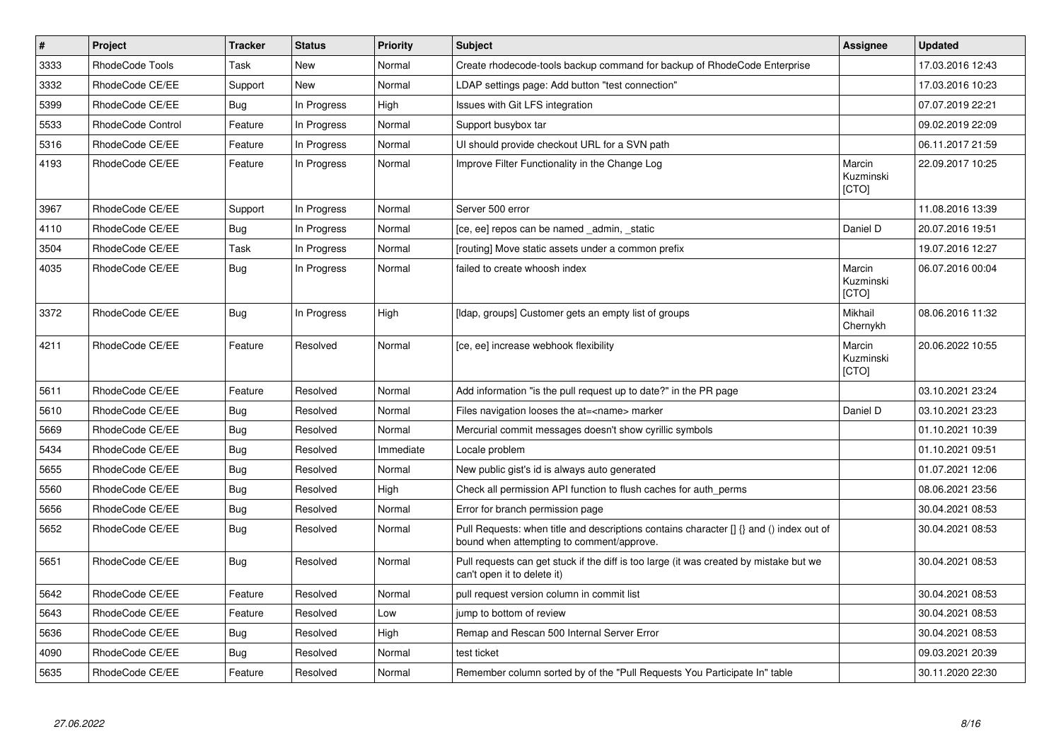| # | Project | Tracker | Status | Priority | Subject | Assignee | Updated |
|---|---|---|---|---|---|---|---|
| 3333 | RhodeCode Tools | Task | New | Normal | Create rhodecode-tools backup command for backup of RhodeCode Enterprise | | 17.03.2016 12:43 |
| 3332 | RhodeCode CE/EE | Support | New | Normal | LDAP settings page: Add button "test connection" | | 17.03.2016 10:23 |
| 5399 | RhodeCode CE/EE | Bug | In Progress | High | Issues with Git LFS integration | | 07.07.2019 22:21 |
| 5533 | RhodeCode Control | Feature | In Progress | Normal | Support busybox tar | | 09.02.2019 22:09 |
| 5316 | RhodeCode CE/EE | Feature | In Progress | Normal | UI should provide checkout URL for a SVN path | | 06.11.2017 21:59 |
| 4193 | RhodeCode CE/EE | Feature | In Progress | Normal | Improve Filter Functionality in the Change Log | Marcin Kuzminski [CTO] | 22.09.2017 10:25 |
| 3967 | RhodeCode CE/EE | Support | In Progress | Normal | Server 500 error | | 11.08.2016 13:39 |
| 4110 | RhodeCode CE/EE | Bug | In Progress | Normal | [ce, ee] repos can be named _admin, _static | Daniel D | 20.07.2016 19:51 |
| 3504 | RhodeCode CE/EE | Task | In Progress | Normal | [routing] Move static assets under a common prefix | | 19.07.2016 12:27 |
| 4035 | RhodeCode CE/EE | Bug | In Progress | Normal | failed to create whoosh index | Marcin Kuzminski [CTO] | 06.07.2016 00:04 |
| 3372 | RhodeCode CE/EE | Bug | In Progress | High | [ldap, groups] Customer gets an empty list of groups | Mikhail Chernykh | 08.06.2016 11:32 |
| 4211 | RhodeCode CE/EE | Feature | Resolved | Normal | [ce, ee] increase webhook flexibility | Marcin Kuzminski [CTO] | 20.06.2022 10:55 |
| 5611 | RhodeCode CE/EE | Feature | Resolved | Normal | Add information "is the pull request up to date?" in the PR page | | 03.10.2021 23:24 |
| 5610 | RhodeCode CE/EE | Bug | Resolved | Normal | Files navigation looses the at=<name> marker | Daniel D | 03.10.2021 23:23 |
| 5669 | RhodeCode CE/EE | Bug | Resolved | Normal | Mercurial commit messages doesn't show cyrillic symbols | | 01.10.2021 10:39 |
| 5434 | RhodeCode CE/EE | Bug | Resolved | Immediate | Locale problem | | 01.10.2021 09:51 |
| 5655 | RhodeCode CE/EE | Bug | Resolved | Normal | New public gist's id is always auto generated | | 01.07.2021 12:06 |
| 5560 | RhodeCode CE/EE | Bug | Resolved | High | Check all permission API function to flush caches for auth_perms | | 08.06.2021 23:56 |
| 5656 | RhodeCode CE/EE | Bug | Resolved | Normal | Error for branch permission page | | 30.04.2021 08:53 |
| 5652 | RhodeCode CE/EE | Bug | Resolved | Normal | Pull Requests: when title and descriptions contains character [] {} and () index out of bound when attempting to comment/approve. | | 30.04.2021 08:53 |
| 5651 | RhodeCode CE/EE | Bug | Resolved | Normal | Pull requests can get stuck if the diff is too large (it was created by mistake but we can't open it to delete it) | | 30.04.2021 08:53 |
| 5642 | RhodeCode CE/EE | Feature | Resolved | Normal | pull request version column in commit list | | 30.04.2021 08:53 |
| 5643 | RhodeCode CE/EE | Feature | Resolved | Low | jump to bottom of review | | 30.04.2021 08:53 |
| 5636 | RhodeCode CE/EE | Bug | Resolved | High | Remap and Rescan 500 Internal Server Error | | 30.04.2021 08:53 |
| 4090 | RhodeCode CE/EE | Bug | Resolved | Normal | test ticket | | 09.03.2021 20:39 |
| 5635 | RhodeCode CE/EE | Feature | Resolved | Normal | Remember column sorted by of the "Pull Requests You Participate In" table | | 30.11.2020 22:30 |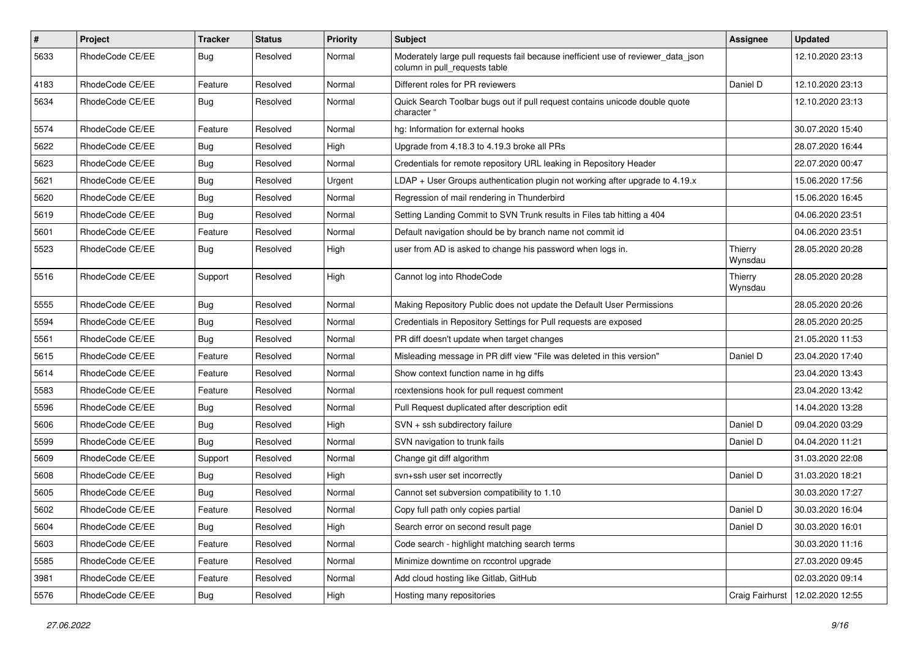| # | Project | Tracker | Status | Priority | Subject | Assignee | Updated |
|---|---|---|---|---|---|---|---|
| 5633 | RhodeCode CE/EE | Bug | Resolved | Normal | Moderately large pull requests fail because inefficient use of reviewer_data_json column in pull_requests table | | 12.10.2020 23:13 |
| 4183 | RhodeCode CE/EE | Feature | Resolved | Normal | Different roles for PR reviewers | Daniel D | 12.10.2020 23:13 |
| 5634 | RhodeCode CE/EE | Bug | Resolved | Normal | Quick Search Toolbar bugs out if pull request contains unicode double quote character " | | 12.10.2020 23:13 |
| 5574 | RhodeCode CE/EE | Feature | Resolved | Normal | hg: Information for external hooks | | 30.07.2020 15:40 |
| 5622 | RhodeCode CE/EE | Bug | Resolved | High | Upgrade from 4.18.3 to 4.19.3 broke all PRs | | 28.07.2020 16:44 |
| 5623 | RhodeCode CE/EE | Bug | Resolved | Normal | Credentials for remote repository URL leaking in Repository Header | | 22.07.2020 00:47 |
| 5621 | RhodeCode CE/EE | Bug | Resolved | Urgent | LDAP + User Groups authentication plugin not working after upgrade to 4.19.x | | 15.06.2020 17:56 |
| 5620 | RhodeCode CE/EE | Bug | Resolved | Normal | Regression of mail rendering in Thunderbird | | 15.06.2020 16:45 |
| 5619 | RhodeCode CE/EE | Bug | Resolved | Normal | Setting Landing Commit to SVN Trunk results in Files tab hitting a 404 | | 04.06.2020 23:51 |
| 5601 | RhodeCode CE/EE | Feature | Resolved | Normal | Default navigation should be by branch name not commit id | | 04.06.2020 23:51 |
| 5523 | RhodeCode CE/EE | Bug | Resolved | High | user from AD is asked to change his password when logs in. | Thierry Wynsdau | 28.05.2020 20:28 |
| 5516 | RhodeCode CE/EE | Support | Resolved | High | Cannot log into RhodeCode | Thierry Wynsdau | 28.05.2020 20:28 |
| 5555 | RhodeCode CE/EE | Bug | Resolved | Normal | Making Repository Public does not update the Default User Permissions | | 28.05.2020 20:26 |
| 5594 | RhodeCode CE/EE | Bug | Resolved | Normal | Credentials in Repository Settings for Pull requests are exposed | | 28.05.2020 20:25 |
| 5561 | RhodeCode CE/EE | Bug | Resolved | Normal | PR diff doesn't update when target changes | | 21.05.2020 11:53 |
| 5615 | RhodeCode CE/EE | Feature | Resolved | Normal | Misleading message in PR diff view "File was deleted in this version" | Daniel D | 23.04.2020 17:40 |
| 5614 | RhodeCode CE/EE | Feature | Resolved | Normal | Show context function name in hg diffs | | 23.04.2020 13:43 |
| 5583 | RhodeCode CE/EE | Feature | Resolved | Normal | rcextensions hook for pull request comment | | 23.04.2020 13:42 |
| 5596 | RhodeCode CE/EE | Bug | Resolved | Normal | Pull Request duplicated after description edit | | 14.04.2020 13:28 |
| 5606 | RhodeCode CE/EE | Bug | Resolved | High | SVN + ssh subdirectory failure | Daniel D | 09.04.2020 03:29 |
| 5599 | RhodeCode CE/EE | Bug | Resolved | Normal | SVN navigation to trunk fails | Daniel D | 04.04.2020 11:21 |
| 5609 | RhodeCode CE/EE | Support | Resolved | Normal | Change git diff algorithm | | 31.03.2020 22:08 |
| 5608 | RhodeCode CE/EE | Bug | Resolved | High | svn+ssh user set incorrectly | Daniel D | 31.03.2020 18:21 |
| 5605 | RhodeCode CE/EE | Bug | Resolved | Normal | Cannot set subversion compatibility to 1.10 | | 30.03.2020 17:27 |
| 5602 | RhodeCode CE/EE | Feature | Resolved | Normal | Copy full path only copies partial | Daniel D | 30.03.2020 16:04 |
| 5604 | RhodeCode CE/EE | Bug | Resolved | High | Search error on second result page | Daniel D | 30.03.2020 16:01 |
| 5603 | RhodeCode CE/EE | Feature | Resolved | Normal | Code search - highlight matching search terms | | 30.03.2020 11:16 |
| 5585 | RhodeCode CE/EE | Feature | Resolved | Normal | Minimize downtime on rccontrol upgrade | | 27.03.2020 09:45 |
| 3981 | RhodeCode CE/EE | Feature | Resolved | Normal | Add cloud hosting like Gitlab, GitHub | | 02.03.2020 09:14 |
| 5576 | RhodeCode CE/EE | Bug | Resolved | High | Hosting many repositories | Craig Fairhurst | 12.02.2020 12:55 |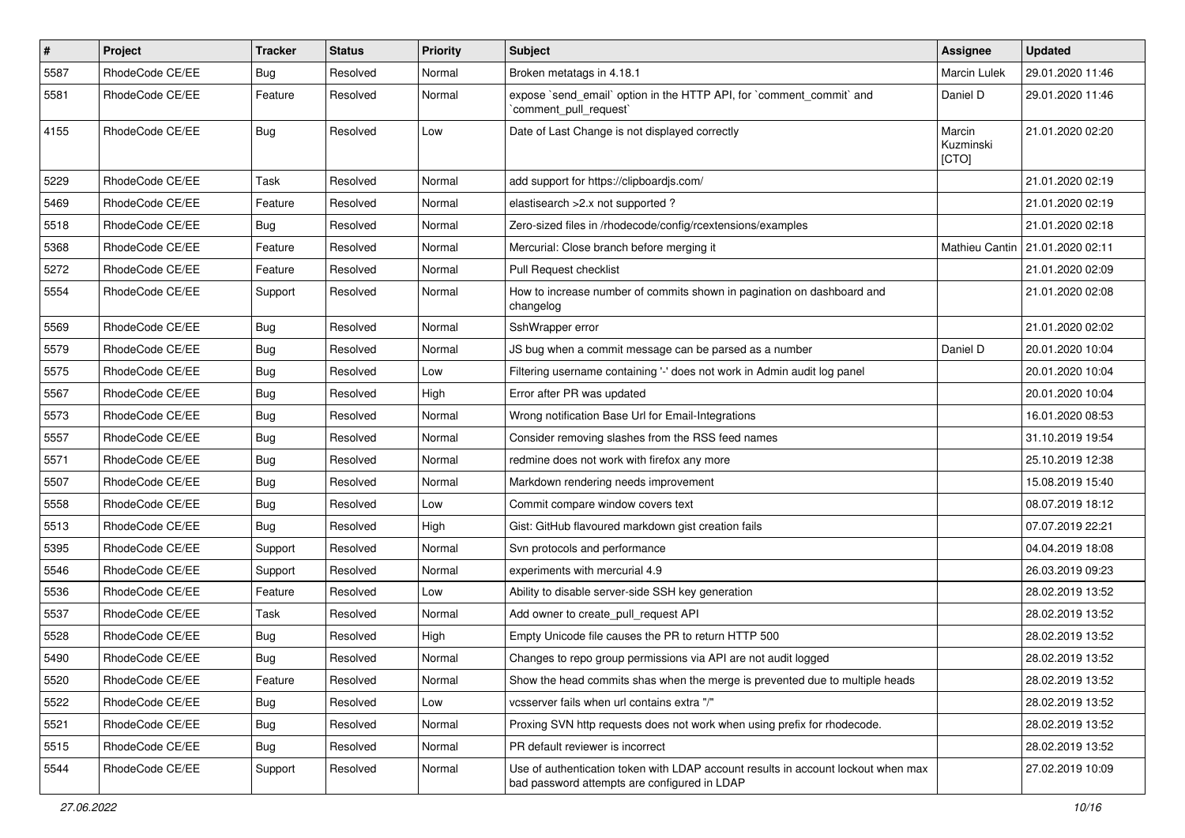| # | Project | Tracker | Status | Priority | Subject | Assignee | Updated |
|---|---|---|---|---|---|---|---|
| 5587 | RhodeCode CE/EE | Bug | Resolved | Normal | Broken metatags in 4.18.1 | Marcin Lulek | 29.01.2020 11:46 |
| 5581 | RhodeCode CE/EE | Feature | Resolved | Normal | expose `send_email` option in the HTTP API, for `comment_commit` and `comment_pull_request` | Daniel D | 29.01.2020 11:46 |
| 4155 | RhodeCode CE/EE | Bug | Resolved | Low | Date of Last Change is not displayed correctly | Marcin Kuzminski [CTO] | 21.01.2020 02:20 |
| 5229 | RhodeCode CE/EE | Task | Resolved | Normal | add support for https://clipboardjs.com/ | | 21.01.2020 02:19 |
| 5469 | RhodeCode CE/EE | Feature | Resolved | Normal | elastisearch >2.x not supported ? | | 21.01.2020 02:19 |
| 5518 | RhodeCode CE/EE | Bug | Resolved | Normal | Zero-sized files in /rhodecode/config/rcextensions/examples | | 21.01.2020 02:18 |
| 5368 | RhodeCode CE/EE | Feature | Resolved | Normal | Mercurial: Close branch before merging it | Mathieu Cantin | 21.01.2020 02:11 |
| 5272 | RhodeCode CE/EE | Feature | Resolved | Normal | Pull Request checklist | | 21.01.2020 02:09 |
| 5554 | RhodeCode CE/EE | Support | Resolved | Normal | How to increase number of commits shown in pagination on dashboard and changelog | | 21.01.2020 02:08 |
| 5569 | RhodeCode CE/EE | Bug | Resolved | Normal | SshWrapper error | | 21.01.2020 02:02 |
| 5579 | RhodeCode CE/EE | Bug | Resolved | Normal | JS bug when a commit message can be parsed as a number | Daniel D | 20.01.2020 10:04 |
| 5575 | RhodeCode CE/EE | Bug | Resolved | Low | Filtering username containing '-' does not work in Admin audit log panel | | 20.01.2020 10:04 |
| 5567 | RhodeCode CE/EE | Bug | Resolved | High | Error after PR was updated | | 20.01.2020 10:04 |
| 5573 | RhodeCode CE/EE | Bug | Resolved | Normal | Wrong notification Base Url for Email-Integrations | | 16.01.2020 08:53 |
| 5557 | RhodeCode CE/EE | Bug | Resolved | Normal | Consider removing slashes from the RSS feed names | | 31.10.2019 19:54 |
| 5571 | RhodeCode CE/EE | Bug | Resolved | Normal | redmine does not work with firefox any more | | 25.10.2019 12:38 |
| 5507 | RhodeCode CE/EE | Bug | Resolved | Normal | Markdown rendering needs improvement | | 15.08.2019 15:40 |
| 5558 | RhodeCode CE/EE | Bug | Resolved | Low | Commit compare window covers text | | 08.07.2019 18:12 |
| 5513 | RhodeCode CE/EE | Bug | Resolved | High | Gist: GitHub flavoured markdown gist creation fails | | 07.07.2019 22:21 |
| 5395 | RhodeCode CE/EE | Support | Resolved | Normal | Svn protocols and performance | | 04.04.2019 18:08 |
| 5546 | RhodeCode CE/EE | Support | Resolved | Normal | experiments with mercurial 4.9 | | 26.03.2019 09:23 |
| 5536 | RhodeCode CE/EE | Feature | Resolved | Low | Ability to disable server-side SSH key generation | | 28.02.2019 13:52 |
| 5537 | RhodeCode CE/EE | Task | Resolved | Normal | Add owner to create_pull_request API | | 28.02.2019 13:52 |
| 5528 | RhodeCode CE/EE | Bug | Resolved | High | Empty Unicode file causes the PR to return HTTP 500 | | 28.02.2019 13:52 |
| 5490 | RhodeCode CE/EE | Bug | Resolved | Normal | Changes to repo group permissions via API are not audit logged | | 28.02.2019 13:52 |
| 5520 | RhodeCode CE/EE | Feature | Resolved | Normal | Show the head commits shas when the merge is prevented due to multiple heads | | 28.02.2019 13:52 |
| 5522 | RhodeCode CE/EE | Bug | Resolved | Low | vcsserver fails when url contains extra "/" | | 28.02.2019 13:52 |
| 5521 | RhodeCode CE/EE | Bug | Resolved | Normal | Proxing SVN http requests does not work when using prefix for rhodecode. | | 28.02.2019 13:52 |
| 5515 | RhodeCode CE/EE | Bug | Resolved | Normal | PR default reviewer is incorrect | | 28.02.2019 13:52 |
| 5544 | RhodeCode CE/EE | Support | Resolved | Normal | Use of authentication token with LDAP account results in account lockout when max bad password attempts are configured in LDAP | | 27.02.2019 10:09 |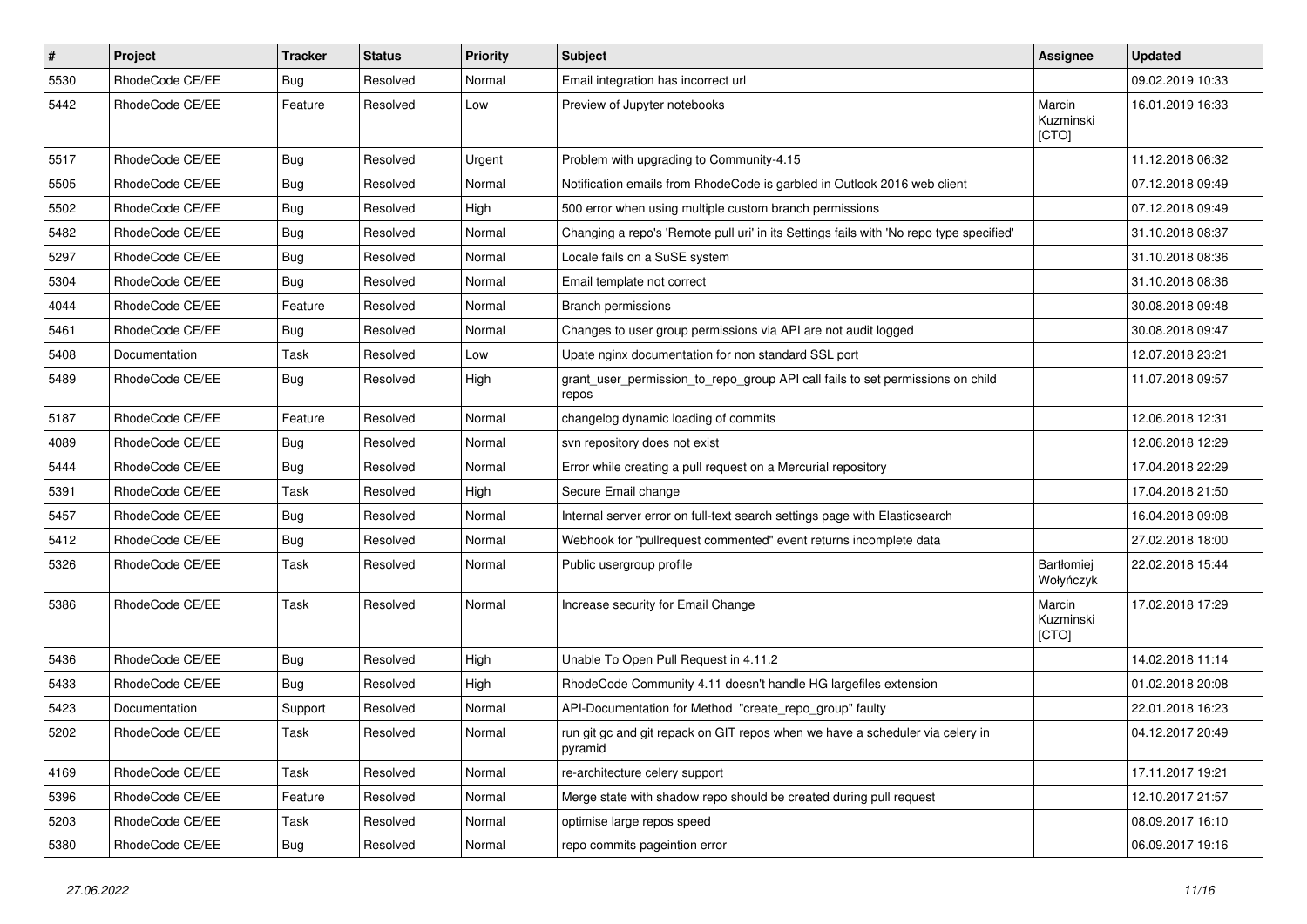| # | Project | Tracker | Status | Priority | Subject | Assignee | Updated |
|---|---|---|---|---|---|---|---|
| 5530 | RhodeCode CE/EE | Bug | Resolved | Normal | Email integration has incorrect url | | 09.02.2019 10:33 |
| 5442 | RhodeCode CE/EE | Feature | Resolved | Low | Preview of Jupyter notebooks | Marcin Kuzminski [CTO] | 16.01.2019 16:33 |
| 5517 | RhodeCode CE/EE | Bug | Resolved | Urgent | Problem with upgrading to Community-4.15 | | 11.12.2018 06:32 |
| 5505 | RhodeCode CE/EE | Bug | Resolved | Normal | Notification emails from RhodeCode is garbled in Outlook 2016 web client | | 07.12.2018 09:49 |
| 5502 | RhodeCode CE/EE | Bug | Resolved | High | 500 error when using multiple custom branch permissions | | 07.12.2018 09:49 |
| 5482 | RhodeCode CE/EE | Bug | Resolved | Normal | Changing a repo's 'Remote pull uri' in its Settings fails with 'No repo type specified' | | 31.10.2018 08:37 |
| 5297 | RhodeCode CE/EE | Bug | Resolved | Normal | Locale fails on a SuSE system | | 31.10.2018 08:36 |
| 5304 | RhodeCode CE/EE | Bug | Resolved | Normal | Email template not correct | | 31.10.2018 08:36 |
| 4044 | RhodeCode CE/EE | Feature | Resolved | Normal | Branch permissions | | 30.08.2018 09:48 |
| 5461 | RhodeCode CE/EE | Bug | Resolved | Normal | Changes to user group permissions via API are not audit logged | | 30.08.2018 09:47 |
| 5408 | Documentation | Task | Resolved | Low | Upate nginx documentation for non standard SSL port | | 12.07.2018 23:21 |
| 5489 | RhodeCode CE/EE | Bug | Resolved | High | grant_user_permission_to_repo_group API call fails to set permissions on child repos | | 11.07.2018 09:57 |
| 5187 | RhodeCode CE/EE | Feature | Resolved | Normal | changelog dynamic loading of commits | | 12.06.2018 12:31 |
| 4089 | RhodeCode CE/EE | Bug | Resolved | Normal | svn repository does not exist | | 12.06.2018 12:29 |
| 5444 | RhodeCode CE/EE | Bug | Resolved | Normal | Error while creating a pull request on a Mercurial repository | | 17.04.2018 22:29 |
| 5391 | RhodeCode CE/EE | Task | Resolved | High | Secure Email change | | 17.04.2018 21:50 |
| 5457 | RhodeCode CE/EE | Bug | Resolved | Normal | Internal server error on full-text search settings page with Elasticsearch | | 16.04.2018 09:08 |
| 5412 | RhodeCode CE/EE | Bug | Resolved | Normal | Webhook for "pullrequest commented" event returns incomplete data | | 27.02.2018 18:00 |
| 5326 | RhodeCode CE/EE | Task | Resolved | Normal | Public usergroup profile | Bartłomiej Wołyńczyk | 22.02.2018 15:44 |
| 5386 | RhodeCode CE/EE | Task | Resolved | Normal | Increase security for Email Change | Marcin Kuzminski [CTO] | 17.02.2018 17:29 |
| 5436 | RhodeCode CE/EE | Bug | Resolved | High | Unable To Open Pull Request in 4.11.2 | | 14.02.2018 11:14 |
| 5433 | RhodeCode CE/EE | Bug | Resolved | High | RhodeCode Community 4.11 doesn't handle HG largefiles extension | | 01.02.2018 20:08 |
| 5423 | Documentation | Support | Resolved | Normal | API-Documentation for Method "create_repo_group" faulty | | 22.01.2018 16:23 |
| 5202 | RhodeCode CE/EE | Task | Resolved | Normal | run git gc and git repack on GIT repos when we have a scheduler via celery in pyramid | | 04.12.2017 20:49 |
| 4169 | RhodeCode CE/EE | Task | Resolved | Normal | re-architecture celery support | | 17.11.2017 19:21 |
| 5396 | RhodeCode CE/EE | Feature | Resolved | Normal | Merge state with shadow repo should be created during pull request | | 12.10.2017 21:57 |
| 5203 | RhodeCode CE/EE | Task | Resolved | Normal | optimise large repos speed | | 08.09.2017 16:10 |
| 5380 | RhodeCode CE/EE | Bug | Resolved | Normal | repo commits pageintion error | | 06.09.2017 19:16 |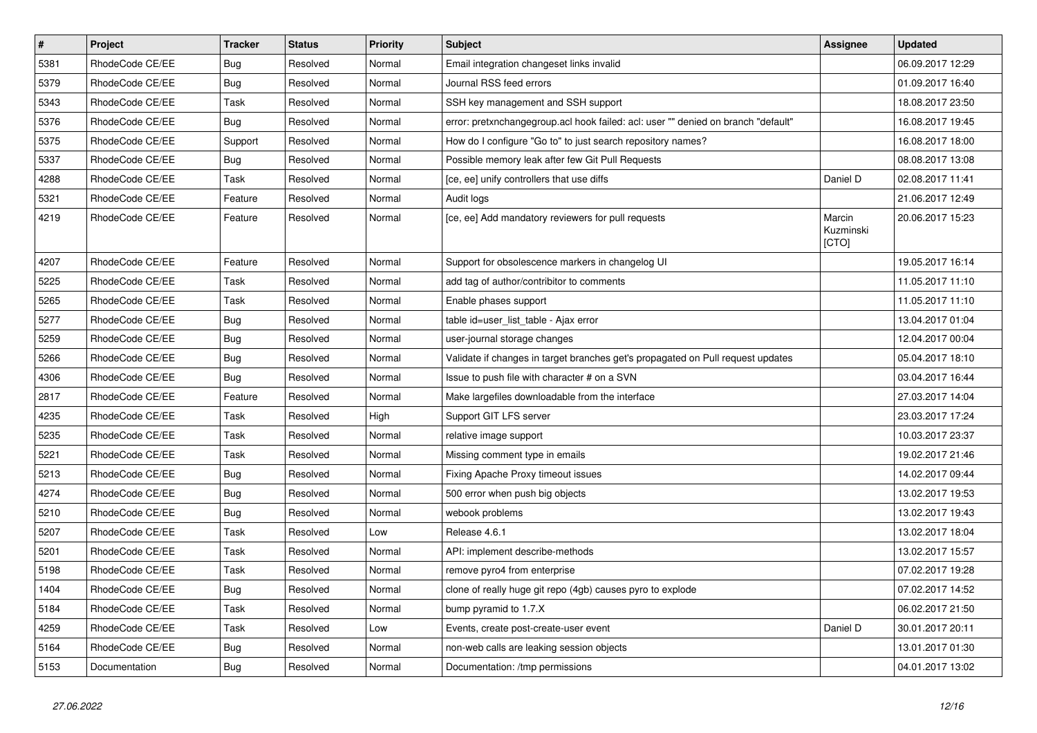| # | Project | Tracker | Status | Priority | Subject | Assignee | Updated |
|---|---|---|---|---|---|---|---|
| 5381 | RhodeCode CE/EE | Bug | Resolved | Normal | Email integration changeset links invalid | | 06.09.2017 12:29 |
| 5379 | RhodeCode CE/EE | Bug | Resolved | Normal | Journal RSS feed errors | | 01.09.2017 16:40 |
| 5343 | RhodeCode CE/EE | Task | Resolved | Normal | SSH key management and SSH support | | 18.08.2017 23:50 |
| 5376 | RhodeCode CE/EE | Bug | Resolved | Normal | error: pretxnchangegroup.acl hook failed: acl: user "" denied on branch "default" | | 16.08.2017 19:45 |
| 5375 | RhodeCode CE/EE | Support | Resolved | Normal | How do I configure "Go to" to just search repository names? | | 16.08.2017 18:00 |
| 5337 | RhodeCode CE/EE | Bug | Resolved | Normal | Possible memory leak after few Git Pull Requests | | 08.08.2017 13:08 |
| 4288 | RhodeCode CE/EE | Task | Resolved | Normal | [ce, ee] unify controllers that use diffs | Daniel D | 02.08.2017 11:41 |
| 5321 | RhodeCode CE/EE | Feature | Resolved | Normal | Audit logs | | 21.06.2017 12:49 |
| 4219 | RhodeCode CE/EE | Feature | Resolved | Normal | [ce, ee] Add mandatory reviewers for pull requests | Marcin Kuzminski [CTO] | 20.06.2017 15:23 |
| 4207 | RhodeCode CE/EE | Feature | Resolved | Normal | Support for obsolescence markers in changelog UI | | 19.05.2017 16:14 |
| 5225 | RhodeCode CE/EE | Task | Resolved | Normal | add tag of author/contribitor to comments | | 11.05.2017 11:10 |
| 5265 | RhodeCode CE/EE | Task | Resolved | Normal | Enable phases support | | 11.05.2017 11:10 |
| 5277 | RhodeCode CE/EE | Bug | Resolved | Normal | table id=user_list_table - Ajax error | | 13.04.2017 01:04 |
| 5259 | RhodeCode CE/EE | Bug | Resolved | Normal | user-journal storage changes | | 12.04.2017 00:04 |
| 5266 | RhodeCode CE/EE | Bug | Resolved | Normal | Validate if changes in target branches get's propagated on Pull request updates | | 05.04.2017 18:10 |
| 4306 | RhodeCode CE/EE | Bug | Resolved | Normal | Issue to push file with character # on a SVN | | 03.04.2017 16:44 |
| 2817 | RhodeCode CE/EE | Feature | Resolved | Normal | Make largefiles downloadable from the interface | | 27.03.2017 14:04 |
| 4235 | RhodeCode CE/EE | Task | Resolved | High | Support GIT LFS server | | 23.03.2017 17:24 |
| 5235 | RhodeCode CE/EE | Task | Resolved | Normal | relative image support | | 10.03.2017 23:37 |
| 5221 | RhodeCode CE/EE | Task | Resolved | Normal | Missing comment type in emails | | 19.02.2017 21:46 |
| 5213 | RhodeCode CE/EE | Bug | Resolved | Normal | Fixing Apache Proxy timeout issues | | 14.02.2017 09:44 |
| 4274 | RhodeCode CE/EE | Bug | Resolved | Normal | 500 error when push big objects | | 13.02.2017 19:53 |
| 5210 | RhodeCode CE/EE | Bug | Resolved | Normal | webook problems | | 13.02.2017 19:43 |
| 5207 | RhodeCode CE/EE | Task | Resolved | Low | Release 4.6.1 | | 13.02.2017 18:04 |
| 5201 | RhodeCode CE/EE | Task | Resolved | Normal | API: implement describe-methods | | 13.02.2017 15:57 |
| 5198 | RhodeCode CE/EE | Task | Resolved | Normal | remove pyro4 from enterprise | | 07.02.2017 19:28 |
| 1404 | RhodeCode CE/EE | Bug | Resolved | Normal | clone of really huge git repo (4gb) causes pyro to explode | | 07.02.2017 14:52 |
| 5184 | RhodeCode CE/EE | Task | Resolved | Normal | bump pyramid to 1.7.X | | 06.02.2017 21:50 |
| 4259 | RhodeCode CE/EE | Task | Resolved | Low | Events, create post-create-user event | Daniel D | 30.01.2017 20:11 |
| 5164 | RhodeCode CE/EE | Bug | Resolved | Normal | non-web calls are leaking session objects | | 13.01.2017 01:30 |
| 5153 | Documentation | Bug | Resolved | Normal | Documentation: /tmp permissions | | 04.01.2017 13:02 |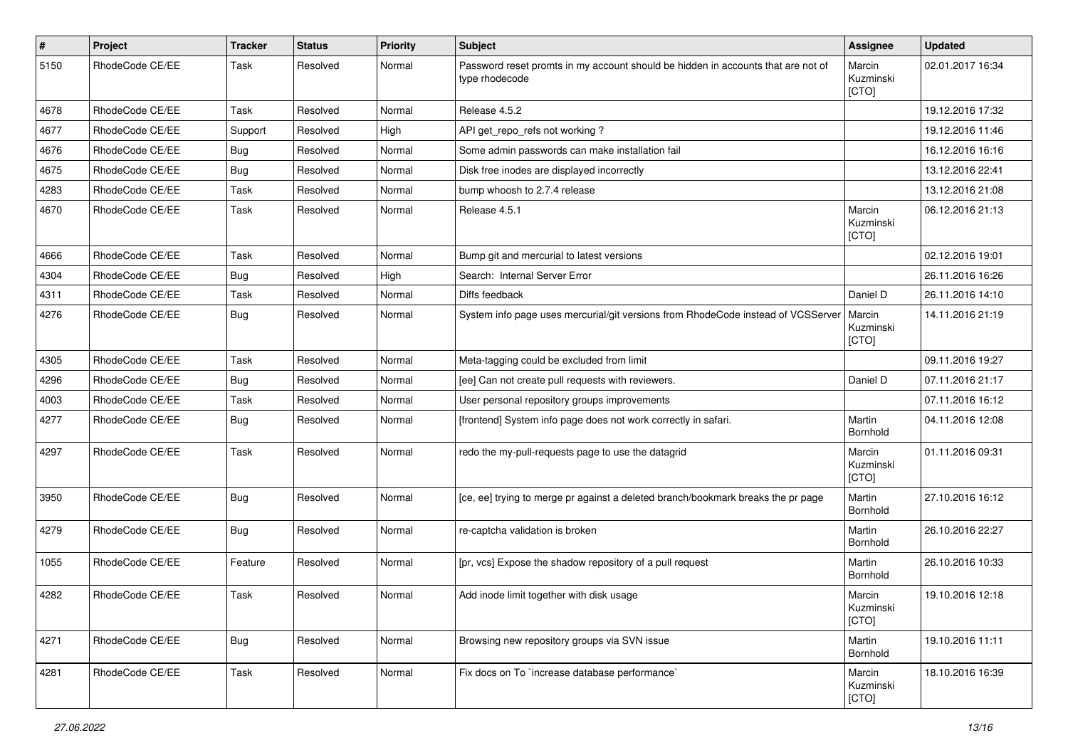| # | Project | Tracker | Status | Priority | Subject | Assignee | Updated |
|---|---|---|---|---|---|---|---|
| 5150 | RhodeCode CE/EE | Task | Resolved | Normal | Password reset promts in my account should be hidden in accounts that are not of type rhodecode | Marcin Kuzminski [CTO] | 02.01.2017 16:34 |
| 4678 | RhodeCode CE/EE | Task | Resolved | Normal | Release 4.5.2 | | 19.12.2016 17:32 |
| 4677 | RhodeCode CE/EE | Support | Resolved | High | API get_repo_refs not working ? | | 19.12.2016 11:46 |
| 4676 | RhodeCode CE/EE | Bug | Resolved | Normal | Some admin passwords can make installation fail | | 16.12.2016 16:16 |
| 4675 | RhodeCode CE/EE | Bug | Resolved | Normal | Disk free inodes are displayed incorrectly | | 13.12.2016 22:41 |
| 4283 | RhodeCode CE/EE | Task | Resolved | Normal | bump whoosh to 2.7.4 release | | 13.12.2016 21:08 |
| 4670 | RhodeCode CE/EE | Task | Resolved | Normal | Release 4.5.1 | Marcin Kuzminski [CTO] | 06.12.2016 21:13 |
| 4666 | RhodeCode CE/EE | Task | Resolved | Normal | Bump git and mercurial to latest versions | | 02.12.2016 19:01 |
| 4304 | RhodeCode CE/EE | Bug | Resolved | High | Search: Internal Server Error | | 26.11.2016 16:26 |
| 4311 | RhodeCode CE/EE | Task | Resolved | Normal | Diffs feedback | Daniel D | 26.11.2016 14:10 |
| 4276 | RhodeCode CE/EE | Bug | Resolved | Normal | System info page uses mercurial/git versions from RhodeCode instead of VCSServer | Marcin Kuzminski [CTO] | 14.11.2016 21:19 |
| 4305 | RhodeCode CE/EE | Task | Resolved | Normal | Meta-tagging could be excluded from limit | | 09.11.2016 19:27 |
| 4296 | RhodeCode CE/EE | Bug | Resolved | Normal | [ee] Can not create pull requests with reviewers. | Daniel D | 07.11.2016 21:17 |
| 4003 | RhodeCode CE/EE | Task | Resolved | Normal | User personal repository groups improvements | | 07.11.2016 16:12 |
| 4277 | RhodeCode CE/EE | Bug | Resolved | Normal | [frontend] System info page does not work correctly in safari. | Martin Bornhold | 04.11.2016 12:08 |
| 4297 | RhodeCode CE/EE | Task | Resolved | Normal | redo the my-pull-requests page to use the datagrid | Marcin Kuzminski [CTO] | 01.11.2016 09:31 |
| 3950 | RhodeCode CE/EE | Bug | Resolved | Normal | [ce, ee] trying to merge pr against a deleted branch/bookmark breaks the pr page | Martin Bornhold | 27.10.2016 16:12 |
| 4279 | RhodeCode CE/EE | Bug | Resolved | Normal | re-captcha validation is broken | Martin Bornhold | 26.10.2016 22:27 |
| 1055 | RhodeCode CE/EE | Feature | Resolved | Normal | [pr, vcs] Expose the shadow repository of a pull request | Martin Bornhold | 26.10.2016 10:33 |
| 4282 | RhodeCode CE/EE | Task | Resolved | Normal | Add inode limit together with disk usage | Marcin Kuzminski [CTO] | 19.10.2016 12:18 |
| 4271 | RhodeCode CE/EE | Bug | Resolved | Normal | Browsing new repository groups via SVN issue | Martin Bornhold | 19.10.2016 11:11 |
| 4281 | RhodeCode CE/EE | Task | Resolved | Normal | Fix docs on To `increase database performance` | Marcin Kuzminski [CTO] | 18.10.2016 16:39 |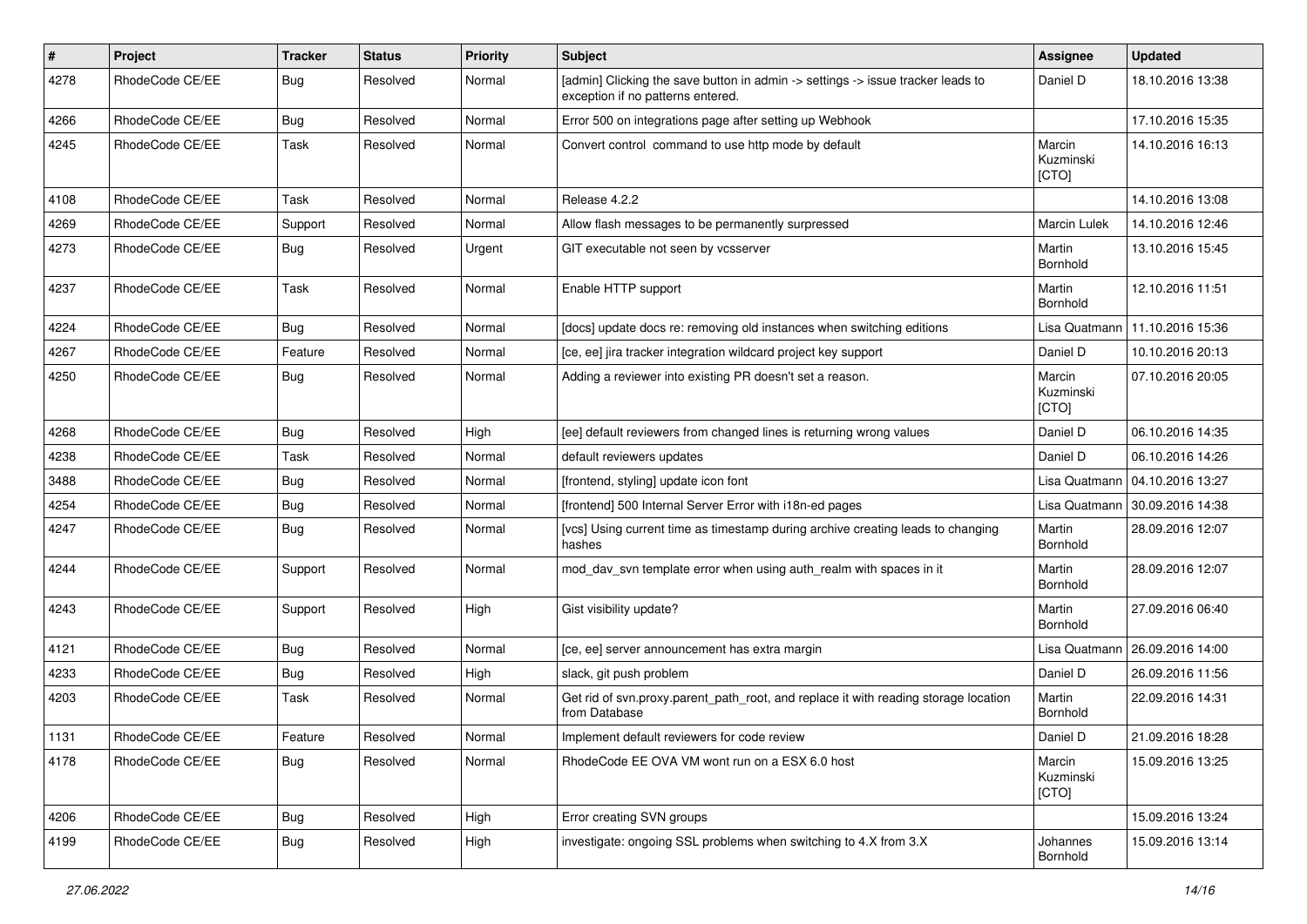| # | Project | Tracker | Status | Priority | Subject | Assignee | Updated |
|---|---|---|---|---|---|---|---|
| 4278 | RhodeCode CE/EE | Bug | Resolved | Normal | [admin] Clicking the save button in admin -> settings -> issue tracker leads to exception if no patterns entered. | Daniel D | 18.10.2016 13:38 |
| 4266 | RhodeCode CE/EE | Bug | Resolved | Normal | Error 500 on integrations page after setting up Webhook | | 17.10.2016 15:35 |
| 4245 | RhodeCode CE/EE | Task | Resolved | Normal | Convert control command to use http mode by default | Marcin Kuzminski [CTO] | 14.10.2016 16:13 |
| 4108 | RhodeCode CE/EE | Task | Resolved | Normal | Release 4.2.2 | | 14.10.2016 13:08 |
| 4269 | RhodeCode CE/EE | Support | Resolved | Normal | Allow flash messages to be permanently surpressed | Marcin Lulek | 14.10.2016 12:46 |
| 4273 | RhodeCode CE/EE | Bug | Resolved | Urgent | GIT executable not seen by vcsserver | Martin Bornhold | 13.10.2016 15:45 |
| 4237 | RhodeCode CE/EE | Task | Resolved | Normal | Enable HTTP support | Martin Bornhold | 12.10.2016 11:51 |
| 4224 | RhodeCode CE/EE | Bug | Resolved | Normal | [docs] update docs re: removing old instances when switching editions | Lisa Quatmann | 11.10.2016 15:36 |
| 4267 | RhodeCode CE/EE | Feature | Resolved | Normal | [ce, ee] jira tracker integration wildcard project key support | Daniel D | 10.10.2016 20:13 |
| 4250 | RhodeCode CE/EE | Bug | Resolved | Normal | Adding a reviewer into existing PR doesn't set a reason. | Marcin Kuzminski [CTO] | 07.10.2016 20:05 |
| 4268 | RhodeCode CE/EE | Bug | Resolved | High | [ee] default reviewers from changed lines is returning wrong values | Daniel D | 06.10.2016 14:35 |
| 4238 | RhodeCode CE/EE | Task | Resolved | Normal | default reviewers updates | Daniel D | 06.10.2016 14:26 |
| 3488 | RhodeCode CE/EE | Bug | Resolved | Normal | [frontend, styling] update icon font | Lisa Quatmann | 04.10.2016 13:27 |
| 4254 | RhodeCode CE/EE | Bug | Resolved | Normal | [frontend] 500 Internal Server Error with i18n-ed pages | Lisa Quatmann | 30.09.2016 14:38 |
| 4247 | RhodeCode CE/EE | Bug | Resolved | Normal | [vcs] Using current time as timestamp during archive creating leads to changing hashes | Martin Bornhold | 28.09.2016 12:07 |
| 4244 | RhodeCode CE/EE | Support | Resolved | Normal | mod_dav_svn template error when using auth_realm with spaces in it | Martin Bornhold | 28.09.2016 12:07 |
| 4243 | RhodeCode CE/EE | Support | Resolved | High | Gist visibility update? | Martin Bornhold | 27.09.2016 06:40 |
| 4121 | RhodeCode CE/EE | Bug | Resolved | Normal | [ce, ee] server announcement has extra margin | Lisa Quatmann | 26.09.2016 14:00 |
| 4233 | RhodeCode CE/EE | Bug | Resolved | High | slack, git push problem | Daniel D | 26.09.2016 11:56 |
| 4203 | RhodeCode CE/EE | Task | Resolved | Normal | Get rid of svn.proxy.parent_path_root, and replace it with reading storage location from Database | Martin Bornhold | 22.09.2016 14:31 |
| 1131 | RhodeCode CE/EE | Feature | Resolved | Normal | Implement default reviewers for code review | Daniel D | 21.09.2016 18:28 |
| 4178 | RhodeCode CE/EE | Bug | Resolved | Normal | RhodeCode EE OVA VM wont run on a ESX 6.0 host | Marcin Kuzminski [CTO] | 15.09.2016 13:25 |
| 4206 | RhodeCode CE/EE | Bug | Resolved | High | Error creating SVN groups | | 15.09.2016 13:24 |
| 4199 | RhodeCode CE/EE | Bug | Resolved | High | investigate: ongoing SSL problems when switching to 4.X from 3.X | Johannes Bornhold | 15.09.2016 13:14 |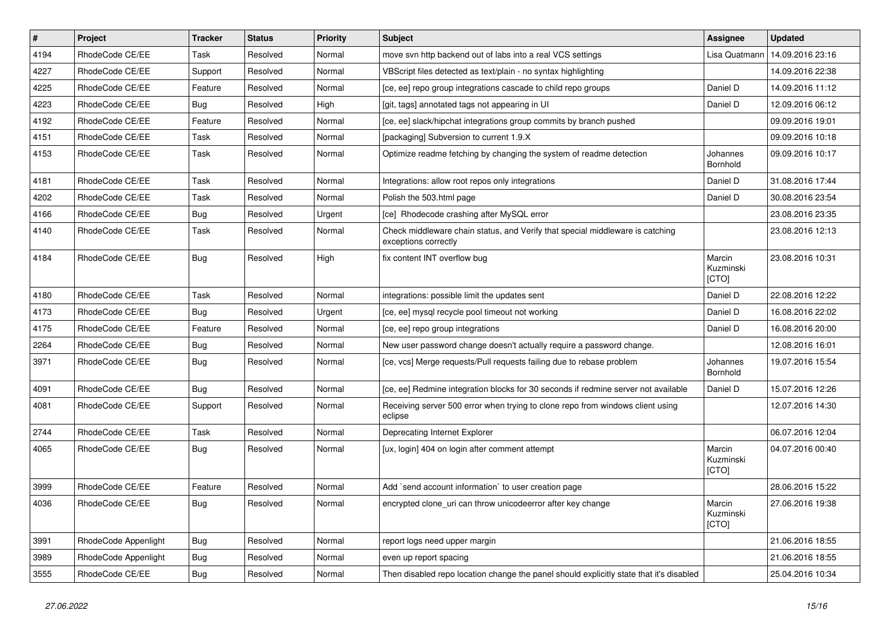| # | Project | Tracker | Status | Priority | Subject | Assignee | Updated |
| --- | --- | --- | --- | --- | --- | --- | --- |
| 4194 | RhodeCode CE/EE | Task | Resolved | Normal | move svn http backend out of labs into a real VCS settings | Lisa Quatmann | 14.09.2016 23:16 |
| 4227 | RhodeCode CE/EE | Support | Resolved | Normal | VBScript files detected as text/plain - no syntax highlighting | | 14.09.2016 22:38 |
| 4225 | RhodeCode CE/EE | Feature | Resolved | Normal | [ce, ee] repo group integrations cascade to child repo groups | Daniel D | 14.09.2016 11:12 |
| 4223 | RhodeCode CE/EE | Bug | Resolved | High | [git, tags] annotated tags not appearing in UI | Daniel D | 12.09.2016 06:12 |
| 4192 | RhodeCode CE/EE | Feature | Resolved | Normal | [ce, ee] slack/hipchat integrations group commits by branch pushed | | 09.09.2016 19:01 |
| 4151 | RhodeCode CE/EE | Task | Resolved | Normal | [packaging] Subversion to current 1.9.X | | 09.09.2016 10:18 |
| 4153 | RhodeCode CE/EE | Task | Resolved | Normal | Optimize readme fetching by changing the system of readme detection | Johannes Bornhold | 09.09.2016 10:17 |
| 4181 | RhodeCode CE/EE | Task | Resolved | Normal | Integrations: allow root repos only integrations | Daniel D | 31.08.2016 17:44 |
| 4202 | RhodeCode CE/EE | Task | Resolved | Normal | Polish the 503.html page | Daniel D | 30.08.2016 23:54 |
| 4166 | RhodeCode CE/EE | Bug | Resolved | Urgent | [ce] Rhodecode crashing after MySQL error | | 23.08.2016 23:35 |
| 4140 | RhodeCode CE/EE | Task | Resolved | Normal | Check middleware chain status, and Verify that special middleware is catching exceptions correctly | | 23.08.2016 12:13 |
| 4184 | RhodeCode CE/EE | Bug | Resolved | High | fix content INT overflow bug | Marcin Kuzminski [CTO] | 23.08.2016 10:31 |
| 4180 | RhodeCode CE/EE | Task | Resolved | Normal | integrations: possible limit the updates sent | Daniel D | 22.08.2016 12:22 |
| 4173 | RhodeCode CE/EE | Bug | Resolved | Urgent | [ce, ee] mysql recycle pool timeout not working | Daniel D | 16.08.2016 22:02 |
| 4175 | RhodeCode CE/EE | Feature | Resolved | Normal | [ce, ee] repo group integrations | Daniel D | 16.08.2016 20:00 |
| 2264 | RhodeCode CE/EE | Bug | Resolved | Normal | New user password change doesn't actually require a password change. | | 12.08.2016 16:01 |
| 3971 | RhodeCode CE/EE | Bug | Resolved | Normal | [ce, vcs] Merge requests/Pull requests failing due to rebase problem | Johannes Bornhold | 19.07.2016 15:54 |
| 4091 | RhodeCode CE/EE | Bug | Resolved | Normal | [ce, ee] Redmine integration blocks for 30 seconds if redmine server not available | Daniel D | 15.07.2016 12:26 |
| 4081 | RhodeCode CE/EE | Support | Resolved | Normal | Receiving server 500 error when trying to clone repo from windows client using eclipse | | 12.07.2016 14:30 |
| 2744 | RhodeCode CE/EE | Task | Resolved | Normal | Deprecating Internet Explorer | | 06.07.2016 12:04 |
| 4065 | RhodeCode CE/EE | Bug | Resolved | Normal | [ux, login] 404 on login after comment attempt | Marcin Kuzminski [CTO] | 04.07.2016 00:40 |
| 3999 | RhodeCode CE/EE | Feature | Resolved | Normal | Add `send account information` to user creation page | | 28.06.2016 15:22 |
| 4036 | RhodeCode CE/EE | Bug | Resolved | Normal | encrypted clone_uri can throw unicodeerror after key change | Marcin Kuzminski [CTO] | 27.06.2016 19:38 |
| 3991 | RhodeCode Appenlight | Bug | Resolved | Normal | report logs need upper margin | | 21.06.2016 18:55 |
| 3989 | RhodeCode Appenlight | Bug | Resolved | Normal | even up report spacing | | 21.06.2016 18:55 |
| 3555 | RhodeCode CE/EE | Bug | Resolved | Normal | Then disabled repo location change the panel should explicitly state that it's disabled | | 25.04.2016 10:34 |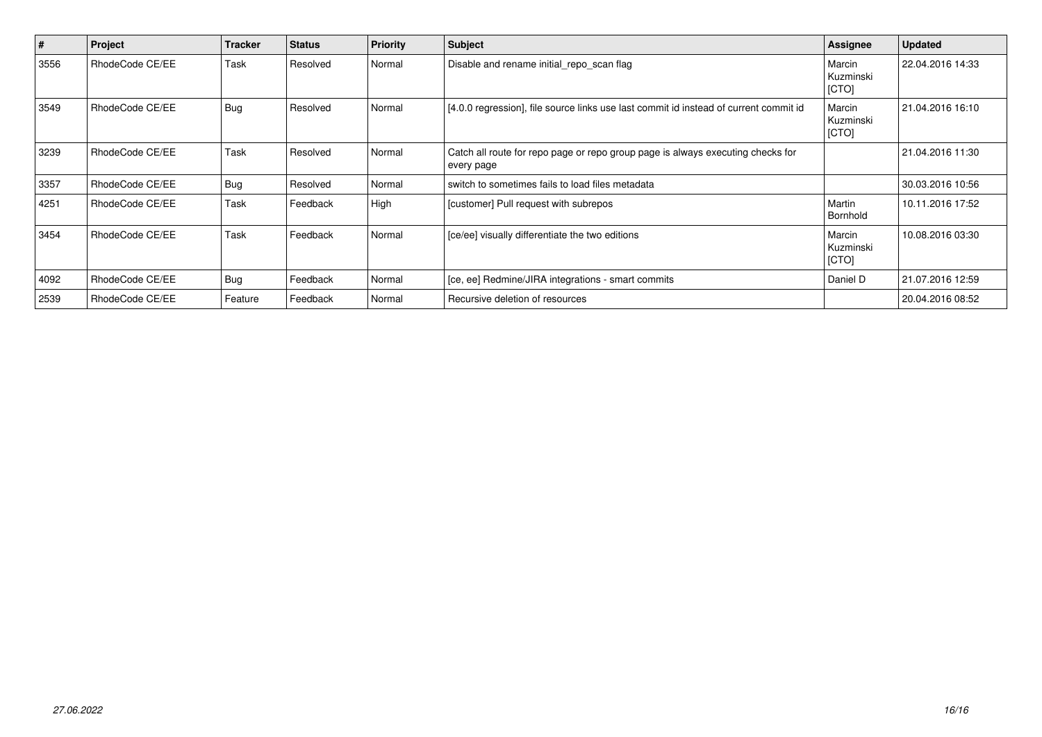| # | Project | Tracker | Status | Priority | Subject | Assignee | Updated |
|---|---|---|---|---|---|---|---|
| 3556 | RhodeCode CE/EE | Task | Resolved | Normal | Disable and rename initial_repo_scan flag | Marcin Kuzminski [CTO] | 22.04.2016 14:33 |
| 3549 | RhodeCode CE/EE | Bug | Resolved | Normal | [4.0.0 regression], file source links use last commit id instead of current commit id | Marcin Kuzminski [CTO] | 21.04.2016 16:10 |
| 3239 | RhodeCode CE/EE | Task | Resolved | Normal | Catch all route for repo page or repo group page is always executing checks for every page | | 21.04.2016 11:30 |
| 3357 | RhodeCode CE/EE | Bug | Resolved | Normal | switch to sometimes fails to load files metadata | | 30.03.2016 10:56 |
| 4251 | RhodeCode CE/EE | Task | Feedback | High | [customer] Pull request with subrepos | Martin Bornhold | 10.11.2016 17:52 |
| 3454 | RhodeCode CE/EE | Task | Feedback | Normal | [ce/ee] visually differentiate the two editions | Marcin Kuzminski [CTO] | 10.08.2016 03:30 |
| 4092 | RhodeCode CE/EE | Bug | Feedback | Normal | [ce, ee] Redmine/JIRA integrations - smart commits | Daniel D | 21.07.2016 12:59 |
| 2539 | RhodeCode CE/EE | Feature | Feedback | Normal | Recursive deletion of resources | | 20.04.2016 08:52 |